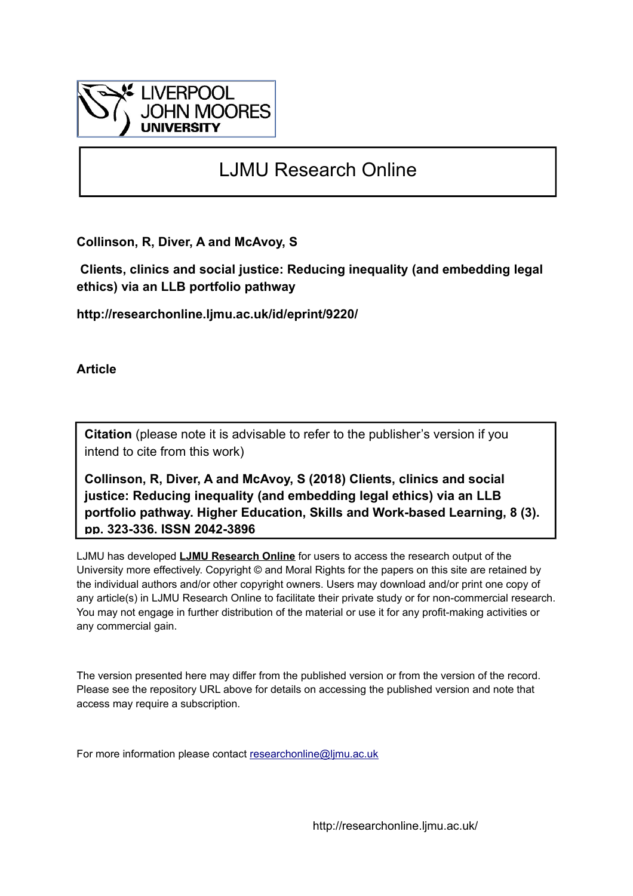# LJMU Research Online

**Collinson, R, Diver, A and McAvoy, S**

**Clients, clinics and social justice: Reducing inequality (and embedding legal ethics) via an LLB portfolio pathway**

**http://researchonline.ljmu.ac.uk/id/eprint/9220/**

**Article**

**Citation** (please note it is advisable to refer to the publisher's version if you intend to cite from this work)

**Collinson, R, Diver, A and McAvoy, S (2018) Clients, clinics and social justice: Reducing inequality (and embedding legal ethics) via an LLB portfolio pathway. Higher Education, Skills and Work-based Learning, 8 (3). pp. 323-336. ISSN 2042-3896**

LJMU has developed **LJMU Research Online** for users to access the research output of the University more effectively. Copyright © and Moral Rights for the papers on this site are retained by the individual authors and/or other copyright owners. Users may download and/or print one copy of any article(s) in LJMU Research Online to facilitate their private study or for non-commercial research. You may not engage in further distribution of the material or use it for any profit-making activities or any commercial gain.

The version presented here may differ from the published version or from the version of the record. Please see the repository URL above for details on accessing the published version and note that access may require a subscription.

For more information please contact researchonline@ljmu.ac.uk

http://researchonline.ljmu.ac.uk/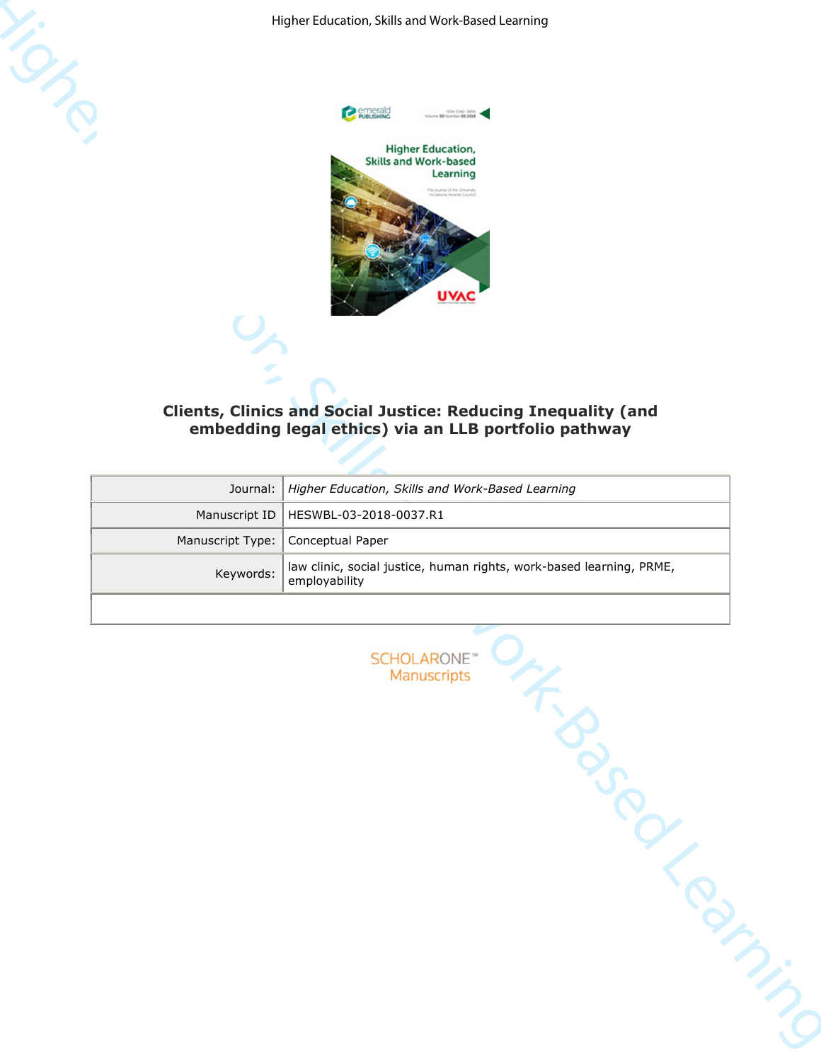# Clients, Clinics and Social Justice: Reducing Inequality (and embedding legal ethics) via an LLB portfolio pathway

| Journal: | *Higher Education, Skills and Work-Based Learning* |
|---|---|
| Manuscript ID | HESWBL-03-2018-0037.R1 |
| Manuscript Type: | Conceptual Paper |
| Keywords: | law clinic, social justice, human rights, work-based learning, PRME, employability |

SCHOLARONE™ Manuscripts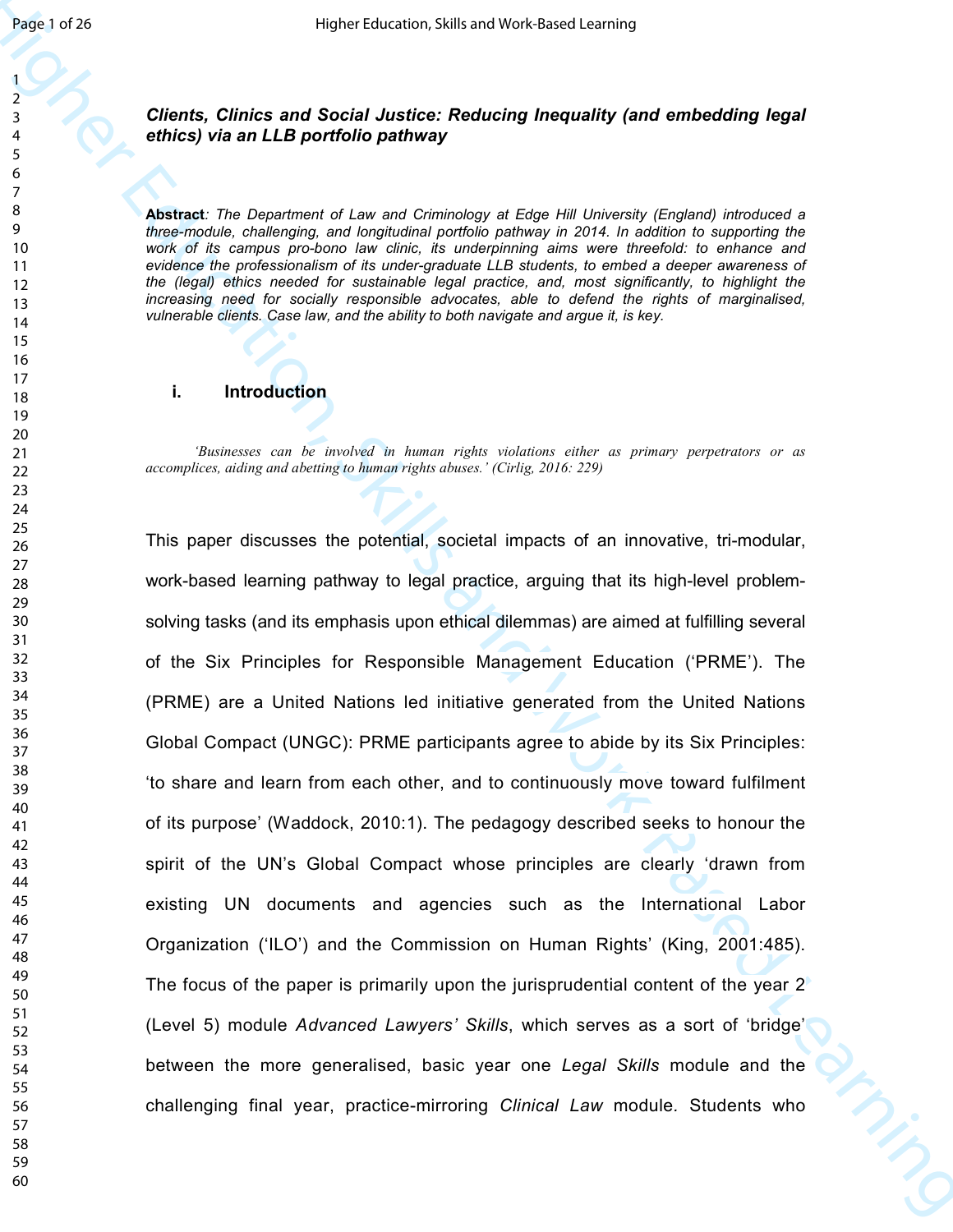***Clients, Clinics and Social Justice: Reducing Inequality (and embedding legal ethics) via an LLB portfolio pathway***

***Abstract**: The Department of Law and Criminology at Edge Hill University (England) introduced a three-module, challenging, and longitudinal portfolio pathway in 2014. In addition to supporting the work of its campus pro-bono law clinic, its underpinning aims were threefold: to enhance and evidence the professionalism of its under-graduate LLB students, to embed a deeper awareness of the (legal) ethics needed for sustainable legal practice, and, most significantly, to highlight the increasing need for socially responsible advocates, able to defend the rights of marginalised, vulnerable clients. Case law, and the ability to both navigate and argue it, is key.*

## i. Introduction

> *'Businesses can be involved in human rights violations either as primary perpetrators or as accomplices, aiding and abetting to human rights abuses.' (Cirlig, 2016: 229)*

This paper discusses the potential, societal impacts of an innovative, tri-modular, work-based learning pathway to legal practice, arguing that its high-level problem-solving tasks (and its emphasis upon ethical dilemmas) are aimed at fulfilling several of the Six Principles for Responsible Management Education ('PRME'). The (PRME) are a United Nations led initiative generated from the United Nations Global Compact (UNGC): PRME participants agree to abide by its Six Principles: 'to share and learn from each other, and to continuously move toward fulfilment of its purpose' (Waddock, 2010:1). The pedagogy described seeks to honour the spirit of the UN's Global Compact whose principles are clearly 'drawn from existing UN documents and agencies such as the International Labor Organization ('ILO') and the Commission on Human Rights' (King, 2001:485). The focus of the paper is primarily upon the jurisprudential content of the year 2 (Level 5) module *Advanced Lawyers' Skills*, which serves as a sort of 'bridge' between the more generalised, basic year one *Legal Skills* module and the challenging final year, practice-mirroring *Clinical Law* module. Students who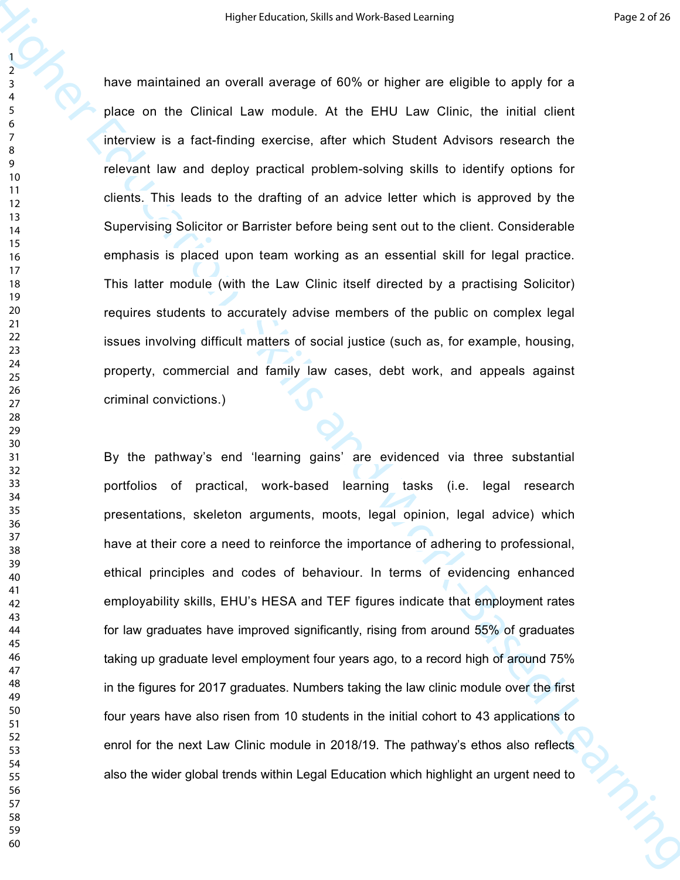have maintained an overall average of 60% or higher are eligible to apply for a place on the Clinical Law module. At the EHU Law Clinic, the initial client interview is a fact-finding exercise, after which Student Advisors research the relevant law and deploy practical problem-solving skills to identify options for clients. This leads to the drafting of an advice letter which is approved by the Supervising Solicitor or Barrister before being sent out to the client. Considerable emphasis is placed upon team working as an essential skill for legal practice. This latter module (with the Law Clinic itself directed by a practising Solicitor) requires students to accurately advise members of the public on complex legal issues involving difficult matters of social justice (such as, for example, housing, property, commercial and family law cases, debt work, and appeals against criminal convictions.)

By the pathway's end 'learning gains' are evidenced via three substantial portfolios of practical, work-based learning tasks (i.e. legal research presentations, skeleton arguments, moots, legal opinion, legal advice) which have at their core a need to reinforce the importance of adhering to professional, ethical principles and codes of behaviour. In terms of evidencing enhanced employability skills, EHU's HESA and TEF figures indicate that employment rates for law graduates have improved significantly, rising from around 55% of graduates taking up graduate level employment four years ago, to a record high of around 75% in the figures for 2017 graduates. Numbers taking the law clinic module over the first four years have also risen from 10 students in the initial cohort to 43 applications to enrol for the next Law Clinic module in 2018/19. The pathway's ethos also reflects also the wider global trends within Legal Education which highlight an urgent need to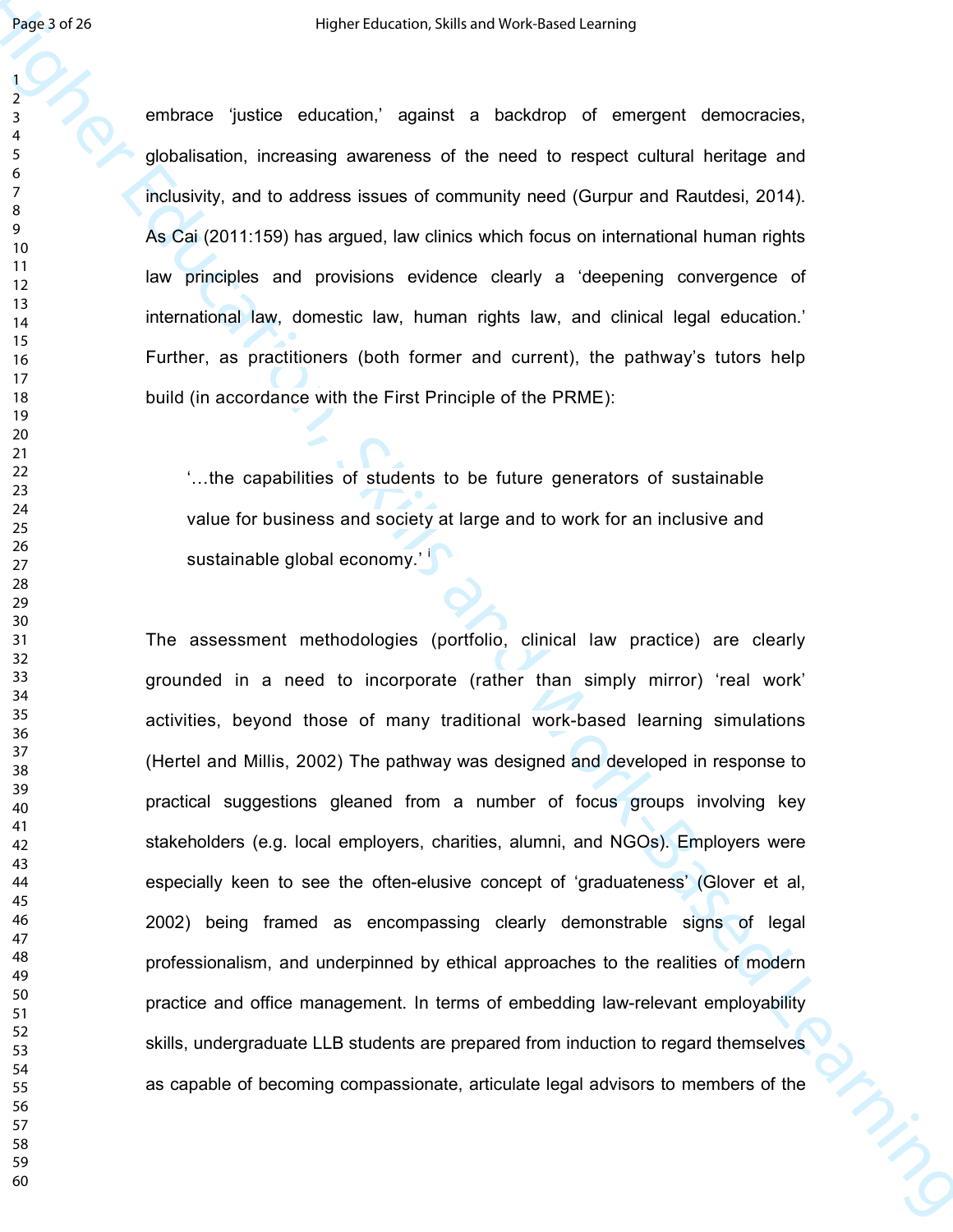embrace 'justice education,' against a backdrop of emergent democracies, globalisation, increasing awareness of the need to respect cultural heritage and inclusivity, and to address issues of community need (Gurpur and Rautdesi, 2014). As Cai (2011:159) has argued, law clinics which focus on international human rights law principles and provisions evidence clearly a 'deepening convergence of international law, domestic law, human rights law, and clinical legal education.' Further, as practitioners (both former and current), the pathway's tutors help build (in accordance with the First Principle of the PRME):

> '…the capabilities of students to be future generators of sustainable value for business and society at large and to work for an inclusive and sustainable global economy.' [i]

The assessment methodologies (portfolio, clinical law practice) are clearly grounded in a need to incorporate (rather than simply mirror) 'real work' activities, beyond those of many traditional work-based learning simulations (Hertel and Millis, 2002) The pathway was designed and developed in response to practical suggestions gleaned from a number of focus groups involving key stakeholders (e.g. local employers, charities, alumni, and NGOs). Employers were especially keen to see the often-elusive concept of 'graduateness' (Glover et al, 2002) being framed as encompassing clearly demonstrable signs of legal professionalism, and underpinned by ethical approaches to the realities of modern practice and office management. In terms of embedding law-relevant employability skills, undergraduate LLB students are prepared from induction to regard themselves as capable of becoming compassionate, articulate legal advisors to members of the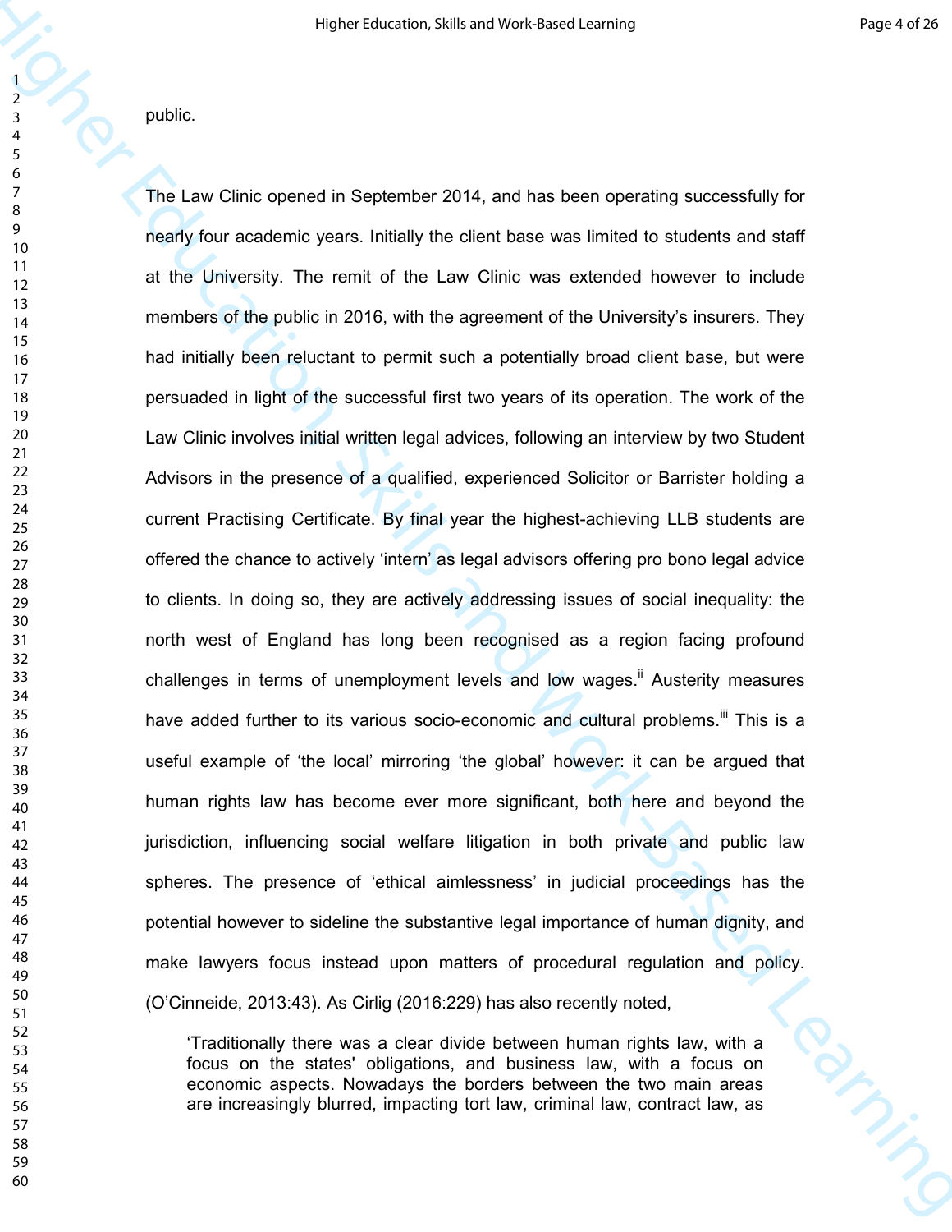public.

The Law Clinic opened in September 2014, and has been operating successfully for nearly four academic years. Initially the client base was limited to students and staff at the University. The remit of the Law Clinic was extended however to include members of the public in 2016, with the agreement of the University's insurers. They had initially been reluctant to permit such a potentially broad client base, but were persuaded in light of the successful first two years of its operation. The work of the Law Clinic involves initial written legal advices, following an interview by two Student Advisors in the presence of a qualified, experienced Solicitor or Barrister holding a current Practising Certificate. By final year the highest-achieving LLB students are offered the chance to actively 'intern' as legal advisors offering pro bono legal advice to clients. In doing so, they are actively addressing issues of social inequality: the north west of England has long been recognised as a region facing profound challenges in terms of unemployment levels and low wages.[ii] Austerity measures have added further to its various socio-economic and cultural problems.[iii] This is a useful example of 'the local' mirroring 'the global' however: it can be argued that human rights law has become ever more significant, both here and beyond the jurisdiction, influencing social welfare litigation in both private and public law spheres. The presence of 'ethical aimlessness' in judicial proceedings has the potential however to sideline the substantive legal importance of human dignity, and make lawyers focus instead upon matters of procedural regulation and policy. (O'Cinneide, 2013:43). As Cirlig (2016:229) has also recently noted,

> 'Traditionally there was a clear divide between human rights law, with a focus on the states' obligations, and business law, with a focus on economic aspects. Nowadays the borders between the two main areas are increasingly blurred, impacting tort law, criminal law, contract law, as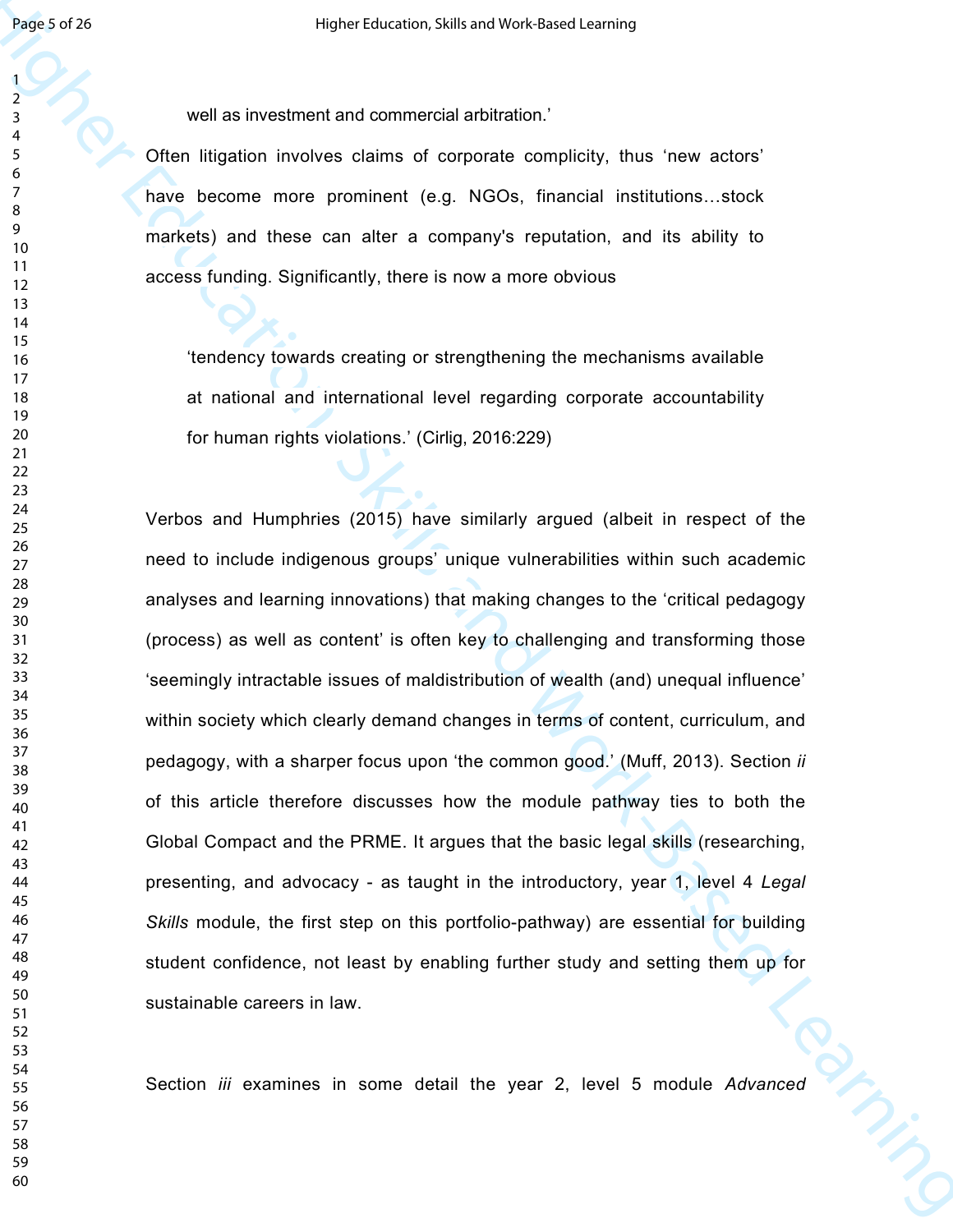well as investment and commercial arbitration.'

Often litigation involves claims of corporate complicity, thus 'new actors' have become more prominent (e.g. NGOs, financial institutions…stock markets) and these can alter a company's reputation, and its ability to access funding. Significantly, there is now a more obvious

> 'tendency towards creating or strengthening the mechanisms available at national and international level regarding corporate accountability for human rights violations.' (Cirlig, 2016:229)

Verbos and Humphries (2015) have similarly argued (albeit in respect of the need to include indigenous groups' unique vulnerabilities within such academic analyses and learning innovations) that making changes to the 'critical pedagogy (process) as well as content' is often key to challenging and transforming those 'seemingly intractable issues of maldistribution of wealth (and) unequal influence' within society which clearly demand changes in terms of content, curriculum, and pedagogy, with a sharper focus upon 'the common good.' (Muff, 2013). Section *ii* of this article therefore discusses how the module pathway ties to both the Global Compact and the PRME. It argues that the basic legal skills (researching, presenting, and advocacy - as taught in the introductory, year 1, level 4 *Legal Skills* module, the first step on this portfolio-pathway) are essential for building student confidence, not least by enabling further study and setting them up for sustainable careers in law.

Section *iii* examines in some detail the year 2, level 5 module *Advanced*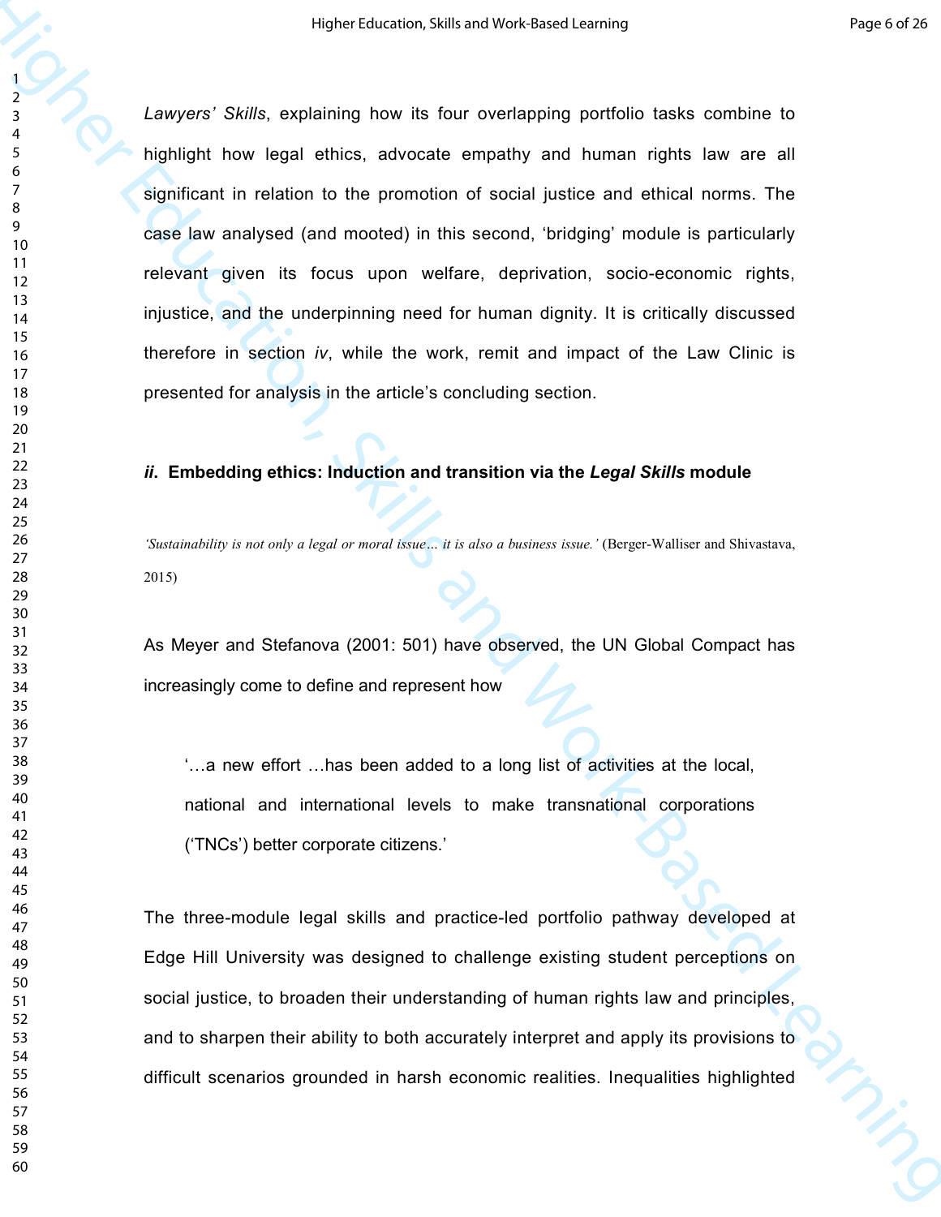*Lawyers' Skills*, explaining how its four overlapping portfolio tasks combine to highlight how legal ethics, advocate empathy and human rights law are all significant in relation to the promotion of social justice and ethical norms. The case law analysed (and mooted) in this second, 'bridging' module is particularly relevant given its focus upon welfare, deprivation, socio-economic rights, injustice, and the underpinning need for human dignity. It is critically discussed therefore in section *iv*, while the work, remit and impact of the Law Clinic is presented for analysis in the article's concluding section.

### *ii*. Embedding ethics: Induction and transition via the *Legal Skills* module

*'Sustainability is not only a legal or moral issue... it is also a business issue.'* (Berger-Walliser and Shivastava, 2015)

As Meyer and Stefanova (2001: 501) have observed, the UN Global Compact has increasingly come to define and represent how

> '…a new effort …has been added to a long list of activities at the local, national and international levels to make transnational corporations ('TNCs') better corporate citizens.'

The three-module legal skills and practice-led portfolio pathway developed at Edge Hill University was designed to challenge existing student perceptions on social justice, to broaden their understanding of human rights law and principles, and to sharpen their ability to both accurately interpret and apply its provisions to difficult scenarios grounded in harsh economic realities. Inequalities highlighted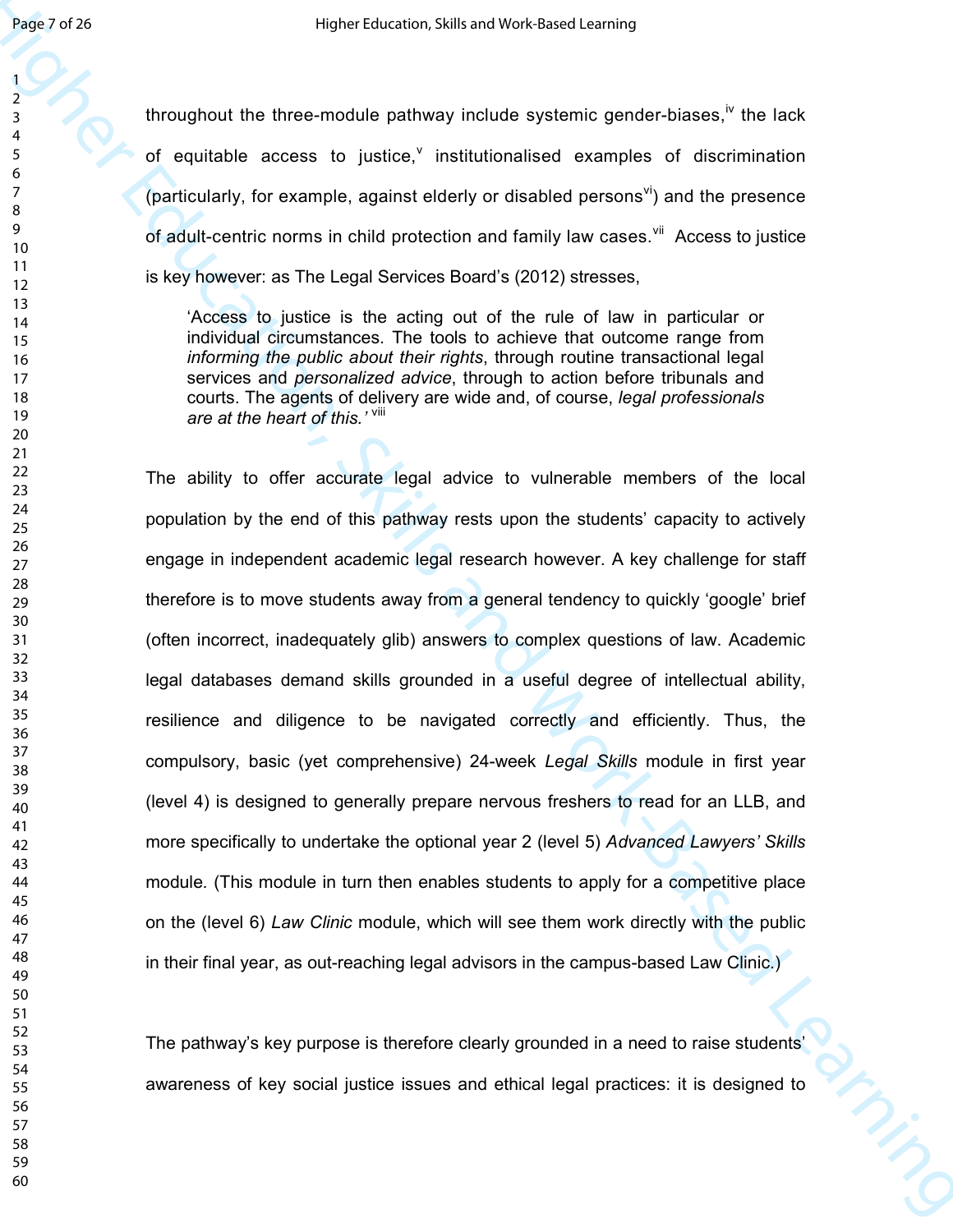throughout the three-module pathway include systemic gender-biases,[iv] the lack of equitable access to justice,[v] institutionalised examples of discrimination (particularly, for example, against elderly or disabled persons[vi]) and the presence of adult-centric norms in child protection and family law cases.[vii] Access to justice is key however: as The Legal Services Board's (2012) stresses,

> 'Access to justice is the acting out of the rule of law in particular or individual circumstances. The tools to achieve that outcome range from *informing the public about their rights*, through routine transactional legal services and *personalized advice*, through to action before tribunals and courts. The agents of delivery are wide and, of course, *legal professionals are at the heart of this.'* [viii]

The ability to offer accurate legal advice to vulnerable members of the local population by the end of this pathway rests upon the students' capacity to actively engage in independent academic legal research however. A key challenge for staff therefore is to move students away from a general tendency to quickly 'google' brief (often incorrect, inadequately glib) answers to complex questions of law. Academic legal databases demand skills grounded in a useful degree of intellectual ability, resilience and diligence to be navigated correctly and efficiently. Thus, the compulsory, basic (yet comprehensive) 24-week *Legal Skills* module in first year (level 4) is designed to generally prepare nervous freshers to read for an LLB, and more specifically to undertake the optional year 2 (level 5) *Advanced Lawyers' Skills* module. (This module in turn then enables students to apply for a competitive place on the (level 6) *Law Clinic* module, which will see them work directly with the public in their final year, as out-reaching legal advisors in the campus-based Law Clinic.)

The pathway's key purpose is therefore clearly grounded in a need to raise students' awareness of key social justice issues and ethical legal practices: it is designed to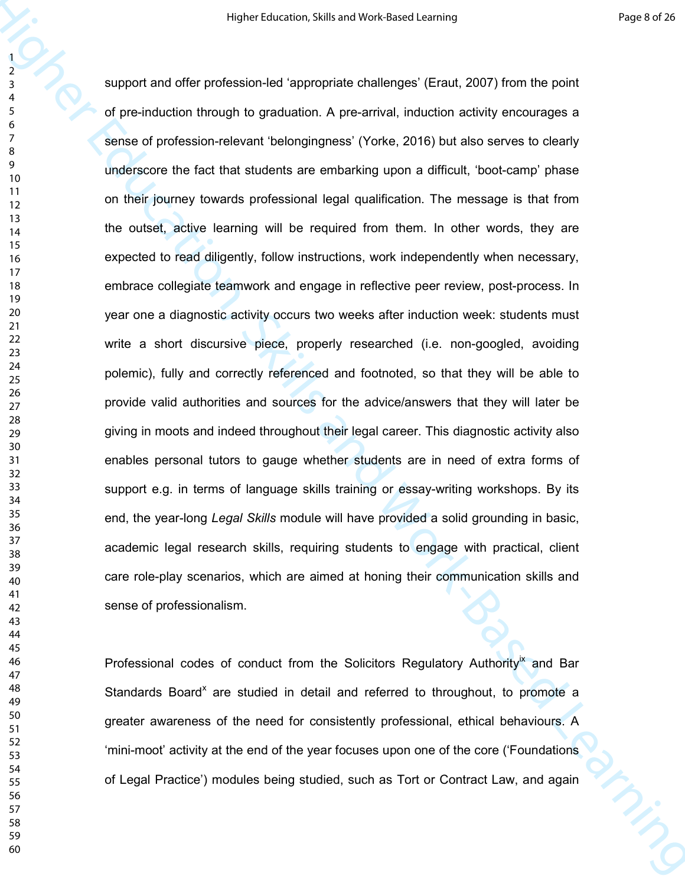support and offer profession-led 'appropriate challenges' (Eraut, 2007) from the point of pre-induction through to graduation. A pre-arrival, induction activity encourages a sense of profession-relevant 'belongingness' (Yorke, 2016) but also serves to clearly underscore the fact that students are embarking upon a difficult, 'boot-camp' phase on their journey towards professional legal qualification. The message is that from the outset, active learning will be required from them. In other words, they are expected to read diligently, follow instructions, work independently when necessary, embrace collegiate teamwork and engage in reflective peer review, post-process. In year one a diagnostic activity occurs two weeks after induction week: students must write a short discursive piece, properly researched (i.e. non-googled, avoiding polemic), fully and correctly referenced and footnoted, so that they will be able to provide valid authorities and sources for the advice/answers that they will later be giving in moots and indeed throughout their legal career. This diagnostic activity also enables personal tutors to gauge whether students are in need of extra forms of support e.g. in terms of language skills training or essay-writing workshops. By its end, the year-long *Legal Skills* module will have provided a solid grounding in basic, academic legal research skills, requiring students to engage with practical, client care role-play scenarios, which are aimed at honing their communication skills and sense of professionalism.

Professional codes of conduct from the Solicitors Regulatory Authority[ix] and Bar Standards Board[x] are studied in detail and referred to throughout, to promote a greater awareness of the need for consistently professional, ethical behaviours. A 'mini-moot' activity at the end of the year focuses upon one of the core ('Foundations of Legal Practice') modules being studied, such as Tort or Contract Law, and again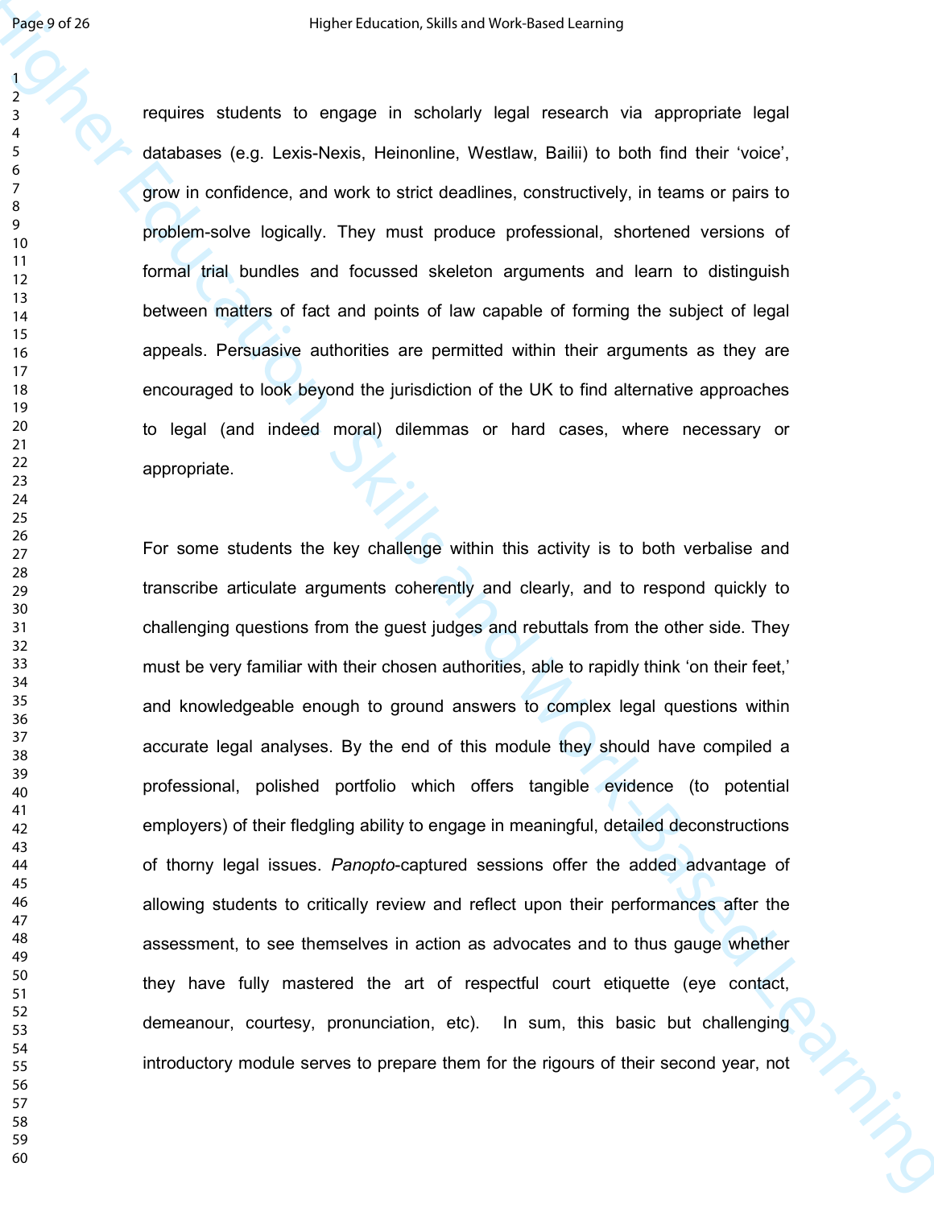requires students to engage in scholarly legal research via appropriate legal databases (e.g. Lexis-Nexis, Heinonline, Westlaw, Bailii) to both find their 'voice', grow in confidence, and work to strict deadlines, constructively, in teams or pairs to problem-solve logically. They must produce professional, shortened versions of formal trial bundles and focussed skeleton arguments and learn to distinguish between matters of fact and points of law capable of forming the subject of legal appeals. Persuasive authorities are permitted within their arguments as they are encouraged to look beyond the jurisdiction of the UK to find alternative approaches to legal (and indeed moral) dilemmas or hard cases, where necessary or appropriate.

For some students the key challenge within this activity is to both verbalise and transcribe articulate arguments coherently and clearly, and to respond quickly to challenging questions from the guest judges and rebuttals from the other side. They must be very familiar with their chosen authorities, able to rapidly think 'on their feet,' and knowledgeable enough to ground answers to complex legal questions within accurate legal analyses. By the end of this module they should have compiled a professional, polished portfolio which offers tangible evidence (to potential employers) of their fledgling ability to engage in meaningful, detailed deconstructions of thorny legal issues. *Panopto*-captured sessions offer the added advantage of allowing students to critically review and reflect upon their performances after the assessment, to see themselves in action as advocates and to thus gauge whether they have fully mastered the art of respectful court etiquette (eye contact, demeanour, courtesy, pronunciation, etc). In sum, this basic but challenging introductory module serves to prepare them for the rigours of their second year, not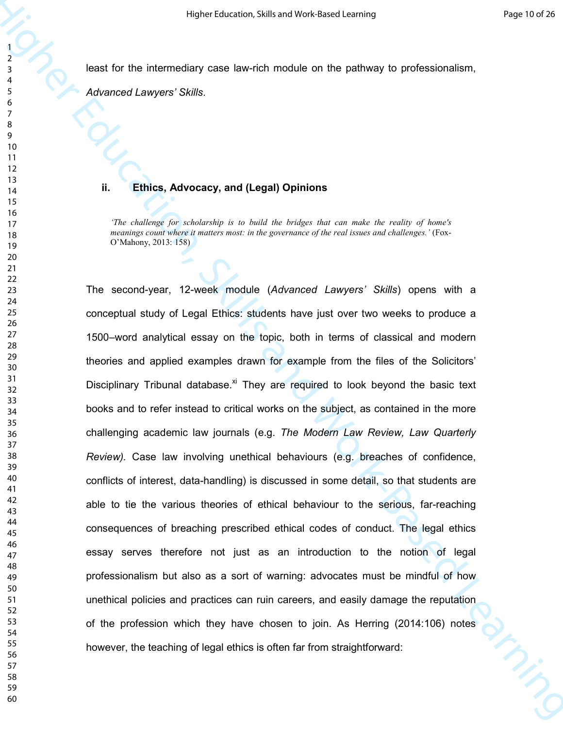least for the intermediary case law-rich module on the pathway to professionalism, *Advanced Lawyers' Skills*.

### ii. Ethics, Advocacy, and (Legal) Opinions

> *'The challenge for scholarship is to build the bridges that can make the reality of home's meanings count where it matters most: in the governance of the real issues and challenges.'* (Fox-O'Mahony, 2013: 158)

The second-year, 12-week module (*Advanced Lawyers' Skills*) opens with a conceptual study of Legal Ethics: students have just over two weeks to produce a 1500–word analytical essay on the topic, both in terms of classical and modern theories and applied examples drawn for example from the files of the Solicitors' Disciplinary Tribunal database.[xi] They are required to look beyond the basic text books and to refer instead to critical works on the subject, as contained in the more challenging academic law journals (e.g. *The Modern Law Review, Law Quarterly Review).* Case law involving unethical behaviours (e.g. breaches of confidence, conflicts of interest, data-handling) is discussed in some detail, so that students are able to tie the various theories of ethical behaviour to the serious, far-reaching consequences of breaching prescribed ethical codes of conduct. The legal ethics essay serves therefore not just as an introduction to the notion of legal professionalism but also as a sort of warning: advocates must be mindful of how unethical policies and practices can ruin careers, and easily damage the reputation of the profession which they have chosen to join. As Herring (2014:106) notes however, the teaching of legal ethics is often far from straightforward: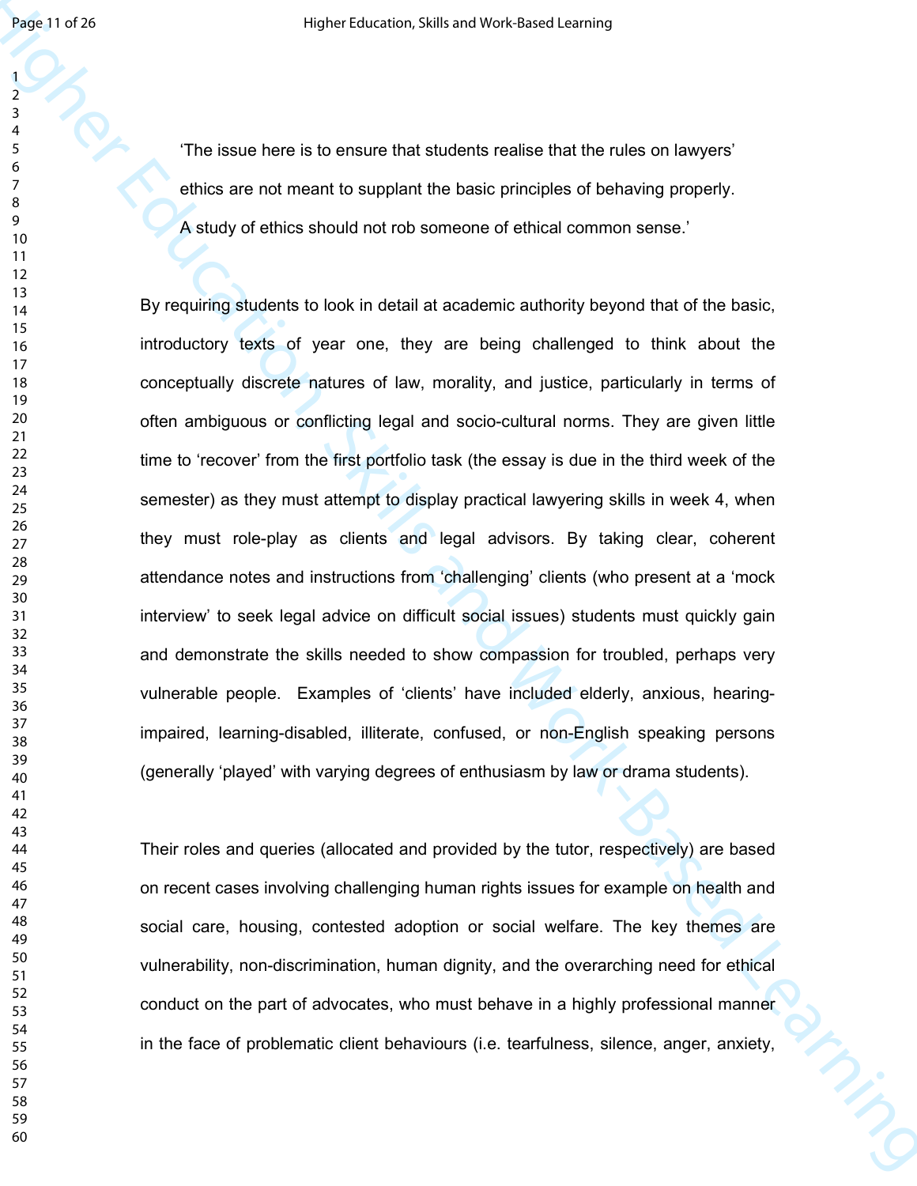> ‘The issue here is to ensure that students realise that the rules on lawyers’ ethics are not meant to supplant the basic principles of behaving properly. A study of ethics should not rob someone of ethical common sense.’

By requiring students to look in detail at academic authority beyond that of the basic, introductory texts of year one, they are being challenged to think about the conceptually discrete natures of law, morality, and justice, particularly in terms of often ambiguous or conflicting legal and socio-cultural norms. They are given little time to ‘recover’ from the first portfolio task (the essay is due in the third week of the semester) as they must attempt to display practical lawyering skills in week 4, when they must role-play as clients and legal advisors. By taking clear, coherent attendance notes and instructions from ‘challenging’ clients (who present at a ‘mock interview’ to seek legal advice on difficult social issues) students must quickly gain and demonstrate the skills needed to show compassion for troubled, perhaps very vulnerable people. Examples of ‘clients’ have included elderly, anxious, hearing-impaired, learning-disabled, illiterate, confused, or non-English speaking persons (generally ‘played’ with varying degrees of enthusiasm by law or drama students).

Their roles and queries (allocated and provided by the tutor, respectively) are based on recent cases involving challenging human rights issues for example on health and social care, housing, contested adoption or social welfare. The key themes are vulnerability, non-discrimination, human dignity, and the overarching need for ethical conduct on the part of advocates, who must behave in a highly professional manner in the face of problematic client behaviours (i.e. tearfulness, silence, anger, anxiety,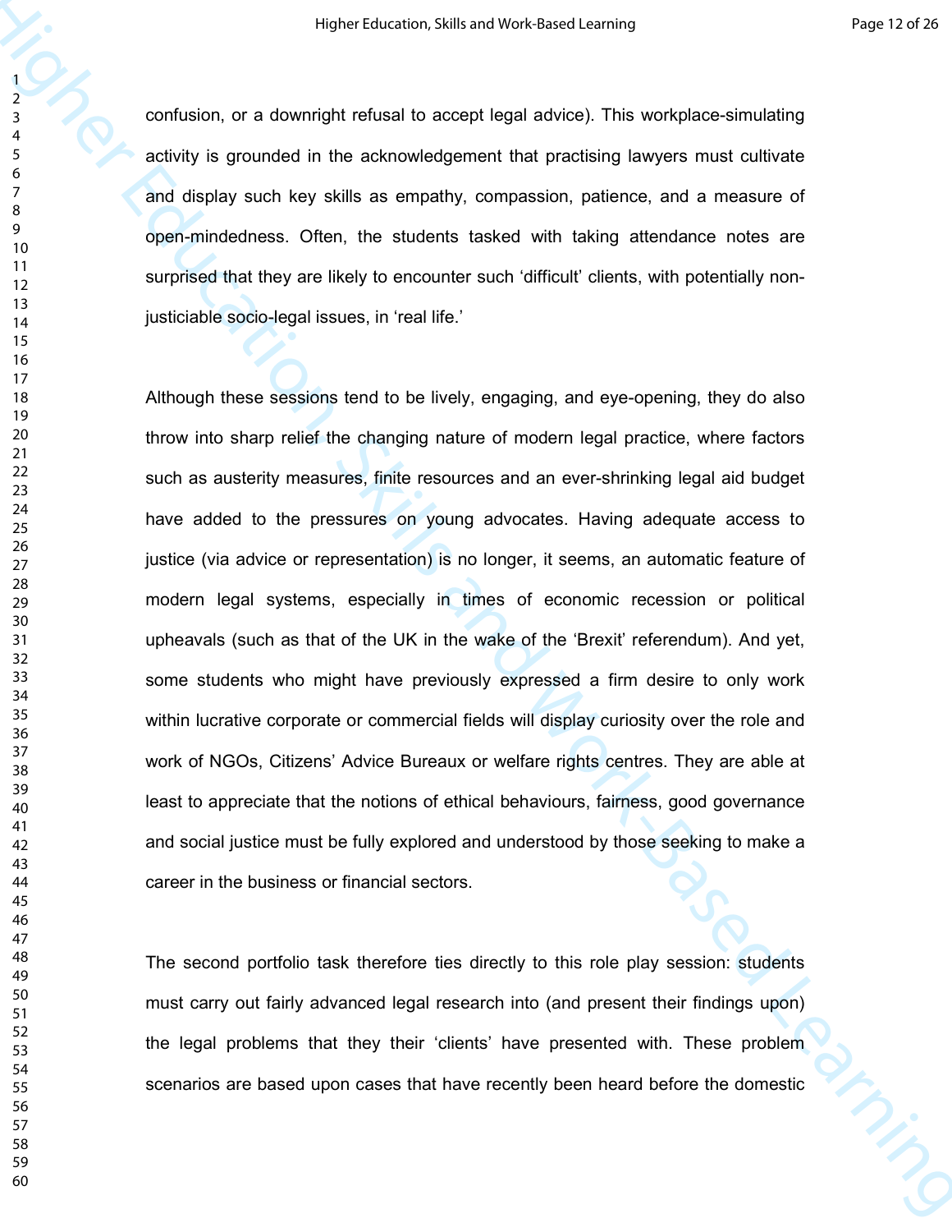confusion, or a downright refusal to accept legal advice). This workplace-simulating activity is grounded in the acknowledgement that practising lawyers must cultivate and display such key skills as empathy, compassion, patience, and a measure of open-mindedness. Often, the students tasked with taking attendance notes are surprised that they are likely to encounter such 'difficult' clients, with potentially non-justiciable socio-legal issues, in 'real life.'

Although these sessions tend to be lively, engaging, and eye-opening, they do also throw into sharp relief the changing nature of modern legal practice, where factors such as austerity measures, finite resources and an ever-shrinking legal aid budget have added to the pressures on young advocates. Having adequate access to justice (via advice or representation) is no longer, it seems, an automatic feature of modern legal systems, especially in times of economic recession or political upheavals (such as that of the UK in the wake of the 'Brexit' referendum). And yet, some students who might have previously expressed a firm desire to only work within lucrative corporate or commercial fields will display curiosity over the role and work of NGOs, Citizens' Advice Bureaux or welfare rights centres. They are able at least to appreciate that the notions of ethical behaviours, fairness, good governance and social justice must be fully explored and understood by those seeking to make a career in the business or financial sectors.

The second portfolio task therefore ties directly to this role play session: students must carry out fairly advanced legal research into (and present their findings upon) the legal problems that they their 'clients' have presented with. These problem scenarios are based upon cases that have recently been heard before the domestic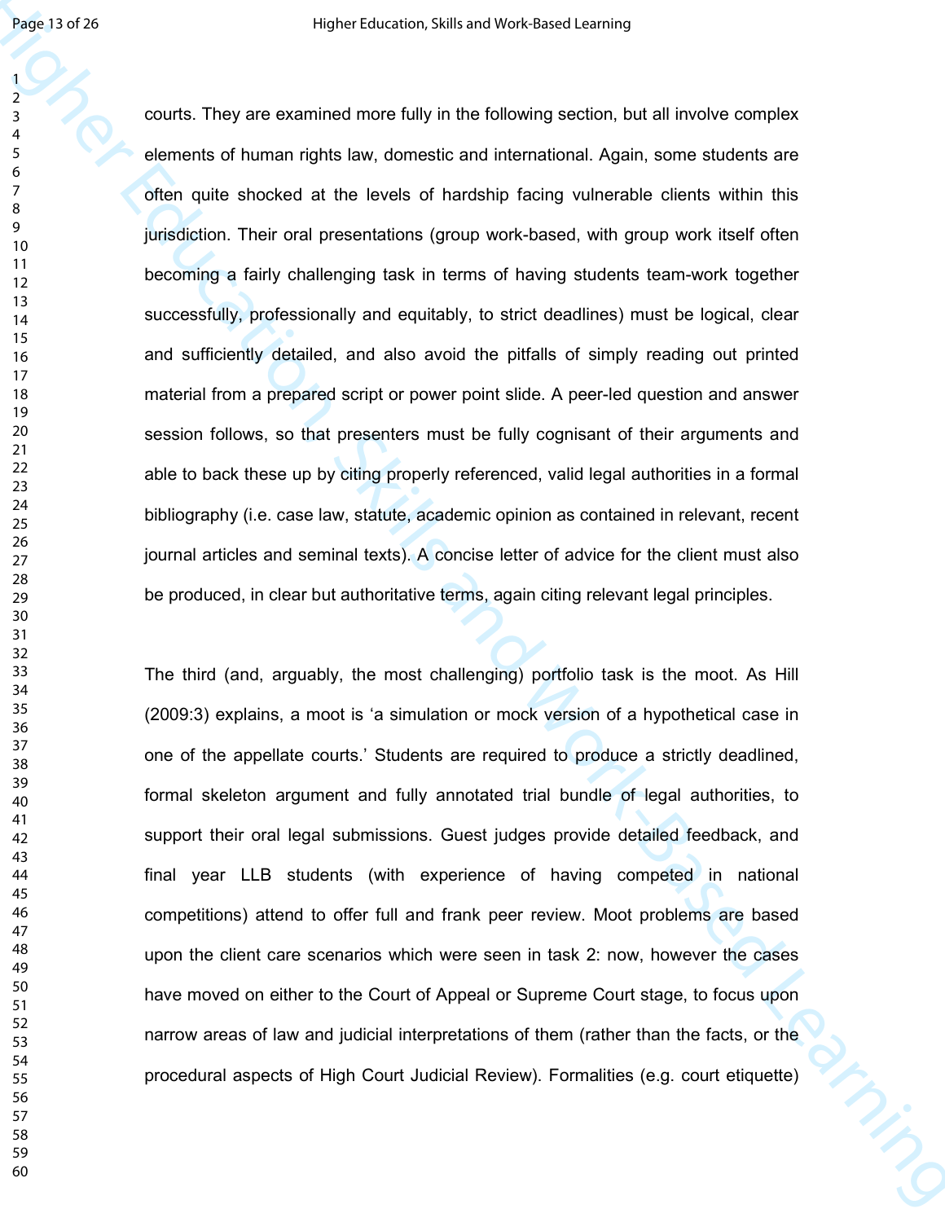courts. They are examined more fully in the following section, but all involve complex elements of human rights law, domestic and international. Again, some students are often quite shocked at the levels of hardship facing vulnerable clients within this jurisdiction. Their oral presentations (group work-based, with group work itself often becoming a fairly challenging task in terms of having students team-work together successfully, professionally and equitably, to strict deadlines) must be logical, clear and sufficiently detailed, and also avoid the pitfalls of simply reading out printed material from a prepared script or power point slide. A peer-led question and answer session follows, so that presenters must be fully cognisant of their arguments and able to back these up by citing properly referenced, valid legal authorities in a formal bibliography (i.e. case law, statute, academic opinion as contained in relevant, recent journal articles and seminal texts). A concise letter of advice for the client must also be produced, in clear but authoritative terms, again citing relevant legal principles.

The third (and, arguably, the most challenging) portfolio task is the moot. As Hill (2009:3) explains, a moot is 'a simulation or mock version of a hypothetical case in one of the appellate courts.' Students are required to produce a strictly deadlined, formal skeleton argument and fully annotated trial bundle of legal authorities, to support their oral legal submissions. Guest judges provide detailed feedback, and final year LLB students (with experience of having competed in national competitions) attend to offer full and frank peer review. Moot problems are based upon the client care scenarios which were seen in task 2: now, however the cases have moved on either to the Court of Appeal or Supreme Court stage, to focus upon narrow areas of law and judicial interpretations of them (rather than the facts, or the procedural aspects of High Court Judicial Review). Formalities (e.g. court etiquette)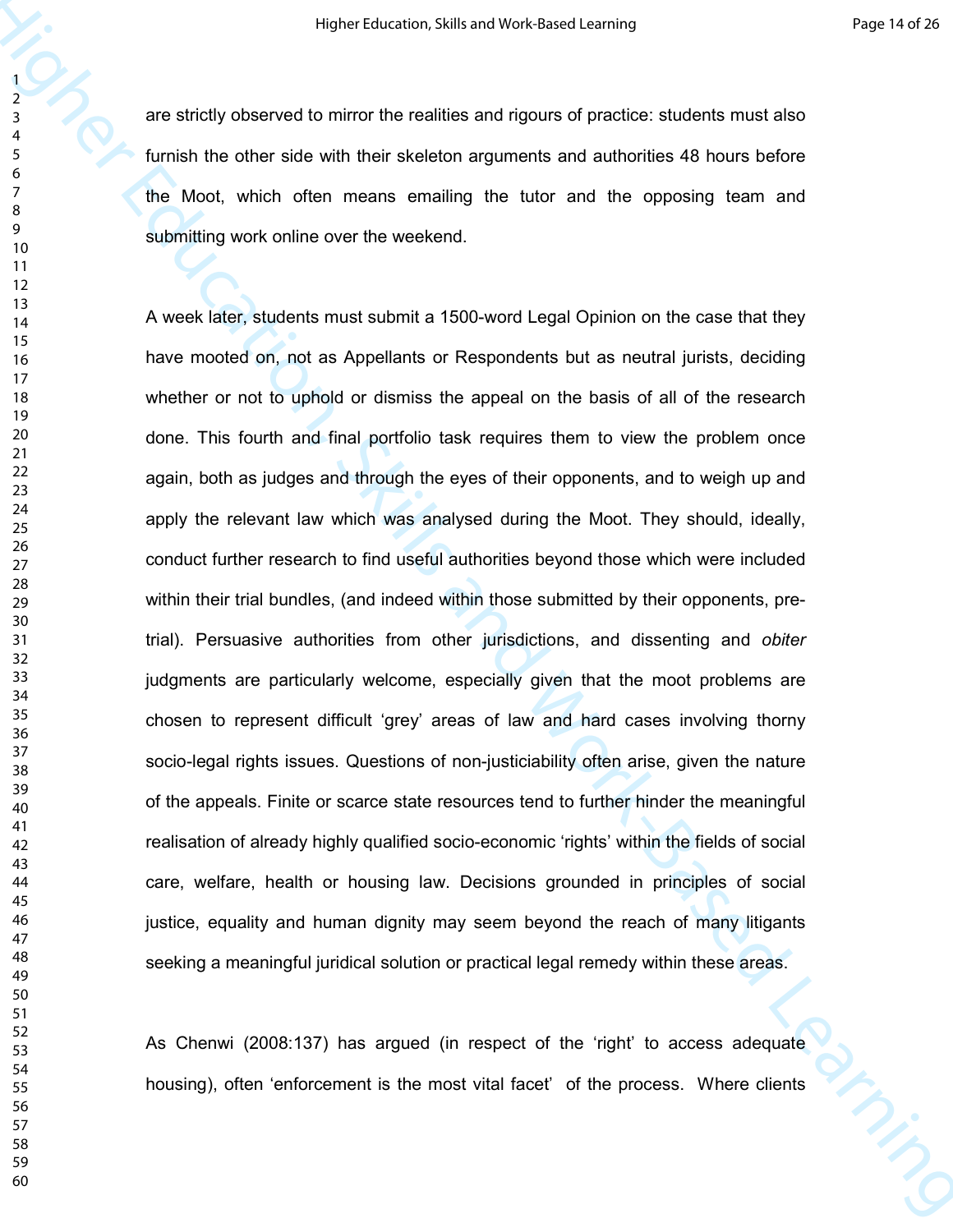are strictly observed to mirror the realities and rigours of practice: students must also furnish the other side with their skeleton arguments and authorities 48 hours before the Moot, which often means emailing the tutor and the opposing team and submitting work online over the weekend.

A week later, students must submit a 1500-word Legal Opinion on the case that they have mooted on, not as Appellants or Respondents but as neutral jurists, deciding whether or not to uphold or dismiss the appeal on the basis of all of the research done. This fourth and final portfolio task requires them to view the problem once again, both as judges and through the eyes of their opponents, and to weigh up and apply the relevant law which was analysed during the Moot. They should, ideally, conduct further research to find useful authorities beyond those which were included within their trial bundles, (and indeed within those submitted by their opponents, pre-trial). Persuasive authorities from other jurisdictions, and dissenting and *obiter* judgments are particularly welcome, especially given that the moot problems are chosen to represent difficult 'grey' areas of law and hard cases involving thorny socio-legal rights issues. Questions of non-justiciability often arise, given the nature of the appeals. Finite or scarce state resources tend to further hinder the meaningful realisation of already highly qualified socio-economic 'rights' within the fields of social care, welfare, health or housing law. Decisions grounded in principles of social justice, equality and human dignity may seem beyond the reach of many litigants seeking a meaningful juridical solution or practical legal remedy within these areas.

As Chenwi (2008:137) has argued (in respect of the 'right' to access adequate housing), often 'enforcement is the most vital facet' of the process. Where clients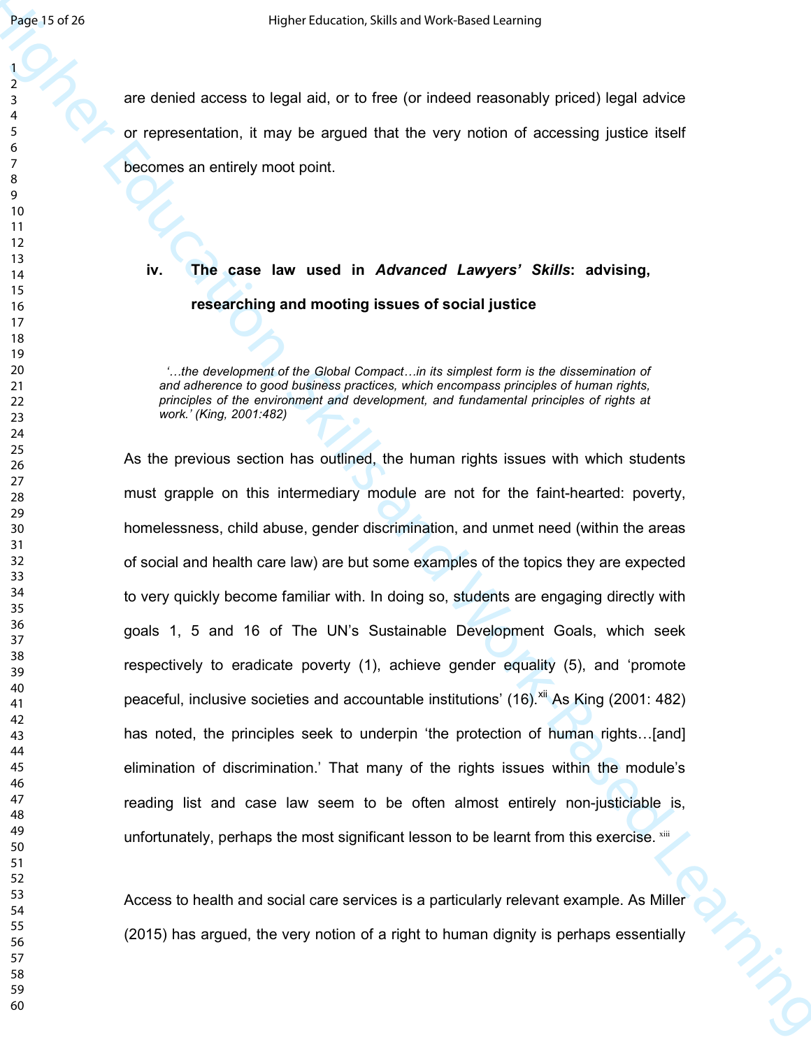are denied access to legal aid, or to free (or indeed reasonably priced) legal advice or representation, it may be argued that the very notion of accessing justice itself becomes an entirely moot point.

### iv. The case law used in *Advanced Lawyers' Skills*: advising, researching and mooting issues of social justice

> *'…the development of the Global Compact…in its simplest form is the dissemination of and adherence to good business practices, which encompass principles of human rights, principles of the environment and development, and fundamental principles of rights at work.' (King, 2001:482)*

As the previous section has outlined, the human rights issues with which students must grapple on this intermediary module are not for the faint-hearted: poverty, homelessness, child abuse, gender discrimination, and unmet need (within the areas of social and health care law) are but some examples of the topics they are expected to very quickly become familiar with. In doing so, students are engaging directly with goals 1, 5 and 16 of The UN's Sustainable Development Goals, which seek respectively to eradicate poverty (1), achieve gender equality (5), and 'promote peaceful, inclusive societies and accountable institutions' (16).[xii] As King (2001: 482) has noted, the principles seek to underpin 'the protection of human rights…[and] elimination of discrimination.' That many of the rights issues within the module's reading list and case law seem to be often almost entirely non-justiciable is, unfortunately, perhaps the most significant lesson to be learnt from this exercise. [xiii]

Access to health and social care services is a particularly relevant example. As Miller (2015) has argued, the very notion of a right to human dignity is perhaps essentially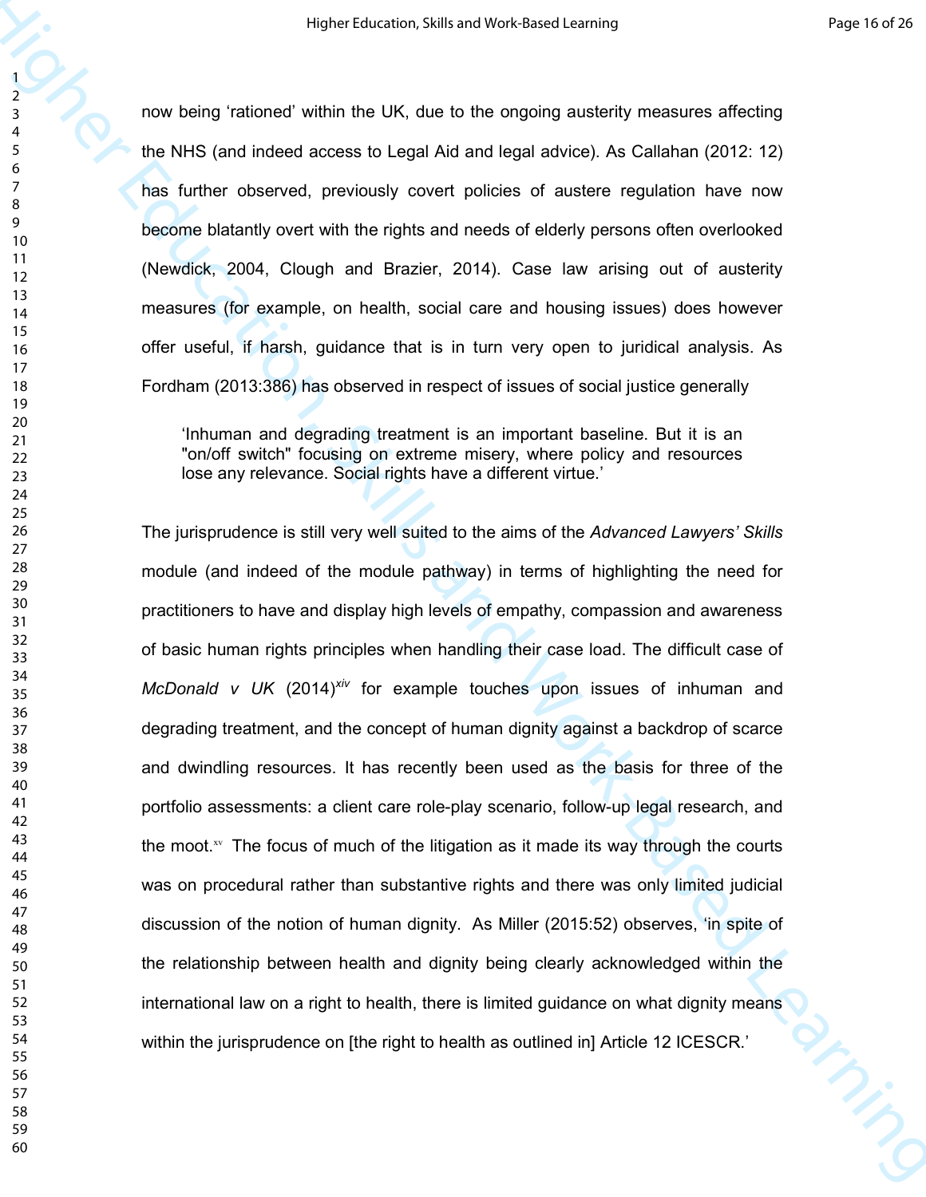now being 'rationed' within the UK, due to the ongoing austerity measures affecting the NHS (and indeed access to Legal Aid and legal advice). As Callahan (2012: 12) has further observed, previously covert policies of austere regulation have now become blatantly overt with the rights and needs of elderly persons often overlooked (Newdick, 2004, Clough and Brazier, 2014). Case law arising out of austerity measures (for example, on health, social care and housing issues) does however offer useful, if harsh, guidance that is in turn very open to juridical analysis. As Fordham (2013:386) has observed in respect of issues of social justice generally

> 'Inhuman and degrading treatment is an important baseline. But it is an "on/off switch" focusing on extreme misery, where policy and resources lose any relevance. Social rights have a different virtue.'

The jurisprudence is still very well suited to the aims of the *Advanced Lawyers' Skills* module (and indeed of the module pathway) in terms of highlighting the need for practitioners to have and display high levels of empathy, compassion and awareness of basic human rights principles when handling their case load. The difficult case of *McDonald v UK* (2014)[xiv] for example touches upon issues of inhuman and degrading treatment, and the concept of human dignity against a backdrop of scarce and dwindling resources. It has recently been used as the basis for three of the portfolio assessments: a client care role-play scenario, follow-up legal research, and the moot.[xv] The focus of much of the litigation as it made its way through the courts was on procedural rather than substantive rights and there was only limited judicial discussion of the notion of human dignity. As Miller (2015:52) observes, 'in spite of the relationship between health and dignity being clearly acknowledged within the international law on a right to health, there is limited guidance on what dignity means within the jurisprudence on [the right to health as outlined in] Article 12 ICESCR.'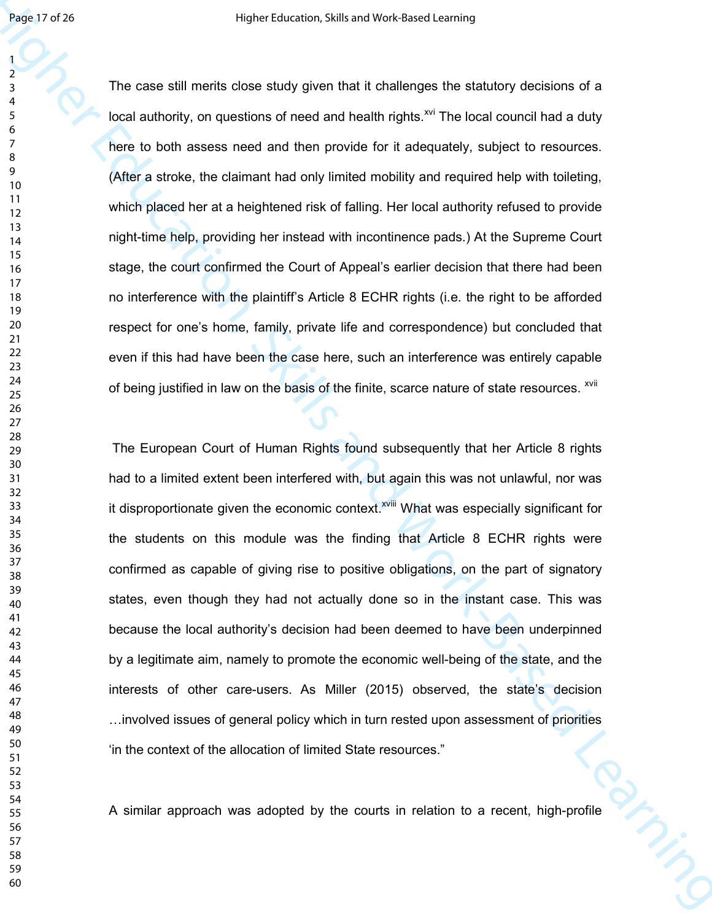The case still merits close study given that it challenges the statutory decisions of a local authority, on questions of need and health rights.[xvi] The local council had a duty here to both assess need and then provide for it adequately, subject to resources. (After a stroke, the claimant had only limited mobility and required help with toileting, which placed her at a heightened risk of falling. Her local authority refused to provide night-time help, providing her instead with incontinence pads.) At the Supreme Court stage, the court confirmed the Court of Appeal's earlier decision that there had been no interference with the plaintiff's Article 8 ECHR rights (i.e. the right to be afforded respect for one's home, family, private life and correspondence) but concluded that even if this had have been the case here, such an interference was entirely capable of being justified in law on the basis of the finite, scarce nature of state resources. [xvii]

The European Court of Human Rights found subsequently that her Article 8 rights had to a limited extent been interfered with, but again this was not unlawful, nor was it disproportionate given the economic context.[xviii] What was especially significant for the students on this module was the finding that Article 8 ECHR rights were confirmed as capable of giving rise to positive obligations, on the part of signatory states, even though they had not actually done so in the instant case. This was because the local authority's decision had been deemed to have been underpinned by a legitimate aim, namely to promote the economic well-being of the state, and the interests of other care-users. As Miller (2015) observed, the state's decision …involved issues of general policy which in turn rested upon assessment of priorities 'in the context of the allocation of limited State resources."

A similar approach was adopted by the courts in relation to a recent, high-profile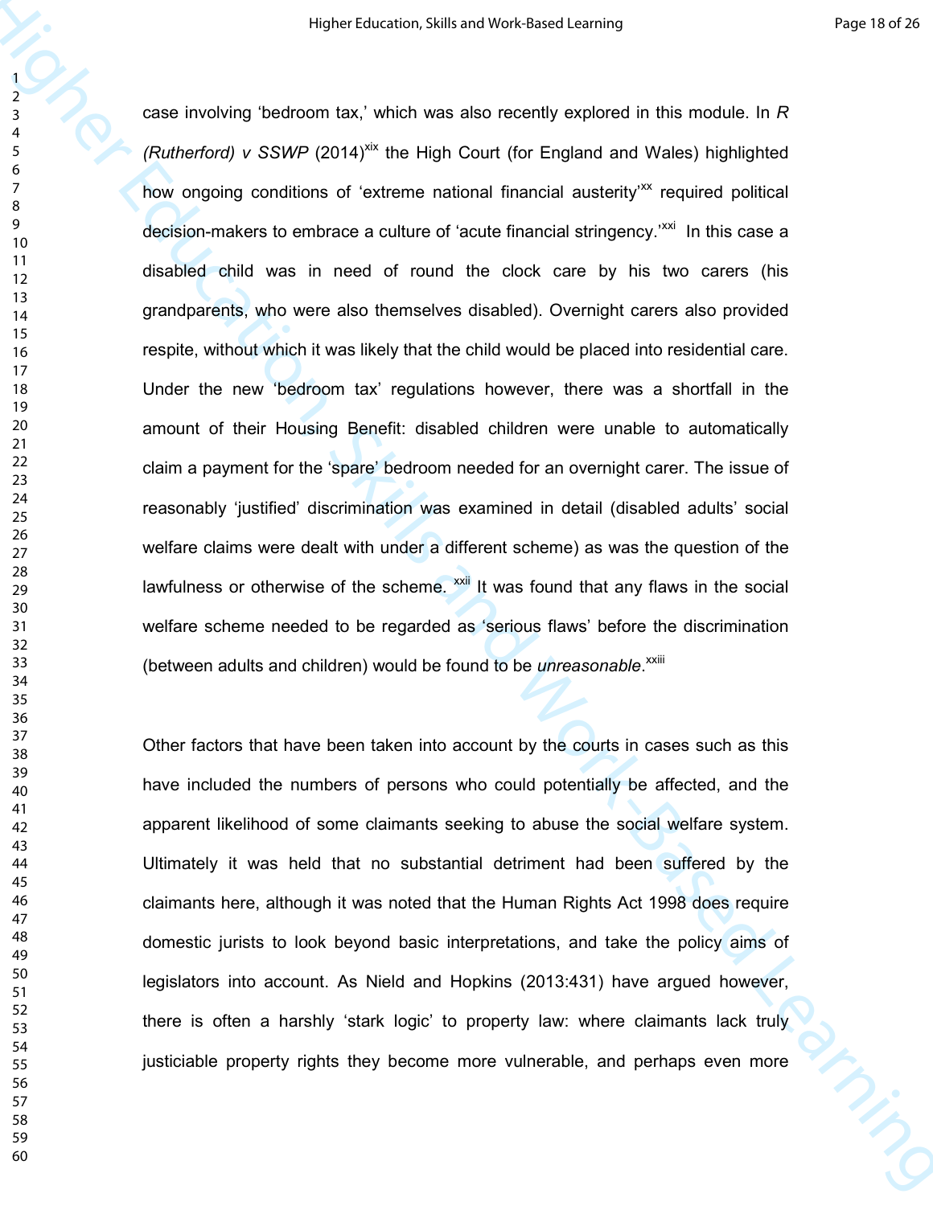case involving 'bedroom tax,' which was also recently explored in this module. In *R (Rutherford) v SSWP* (2014)[xix] the High Court (for England and Wales) highlighted how ongoing conditions of 'extreme national financial austerity'[xx] required political decision-makers to embrace a culture of 'acute financial stringency.'[xxi] In this case a disabled child was in need of round the clock care by his two carers (his grandparents, who were also themselves disabled). Overnight carers also provided respite, without which it was likely that the child would be placed into residential care. Under the new 'bedroom tax' regulations however, there was a shortfall in the amount of their Housing Benefit: disabled children were unable to automatically claim a payment for the 'spare' bedroom needed for an overnight carer. The issue of reasonably 'justified' discrimination was examined in detail (disabled adults' social welfare claims were dealt with under a different scheme) as was the question of the lawfulness or otherwise of the scheme. [xxii] It was found that any flaws in the social welfare scheme needed to be regarded as 'serious flaws' before the discrimination (between adults and children) would be found to be *unreasonable.*[xxiii]

Other factors that have been taken into account by the courts in cases such as this have included the numbers of persons who could potentially be affected, and the apparent likelihood of some claimants seeking to abuse the social welfare system. Ultimately it was held that no substantial detriment had been suffered by the claimants here, although it was noted that the Human Rights Act 1998 does require domestic jurists to look beyond basic interpretations, and take the policy aims of legislators into account. As Nield and Hopkins (2013:431) have argued however, there is often a harshly 'stark logic' to property law: where claimants lack truly justiciable property rights they become more vulnerable, and perhaps even more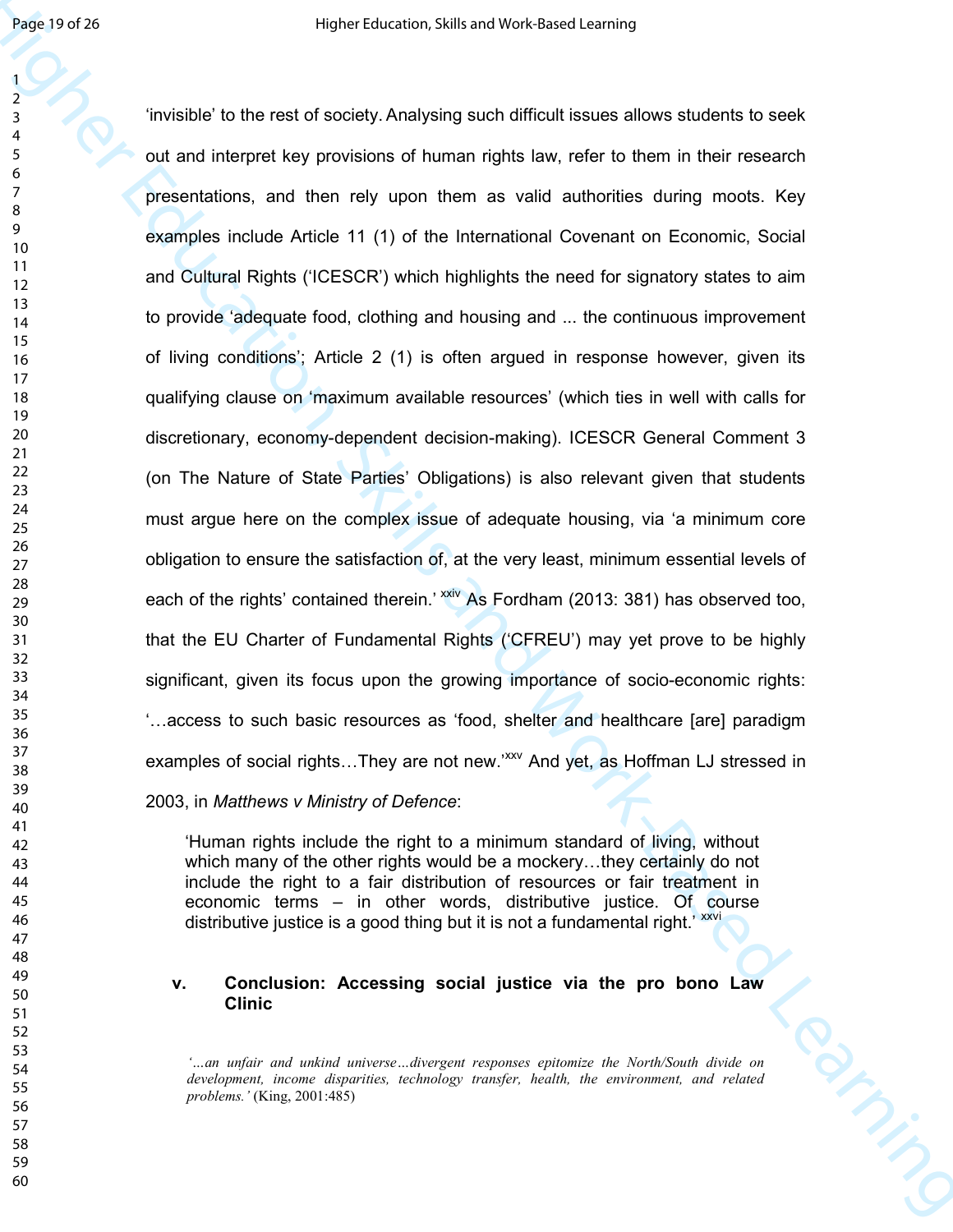'invisible' to the rest of society. Analysing such difficult issues allows students to seek out and interpret key provisions of human rights law, refer to them in their research presentations, and then rely upon them as valid authorities during moots. Key examples include Article 11 (1) of the International Covenant on Economic, Social and Cultural Rights ('ICESCR') which highlights the need for signatory states to aim to provide 'adequate food, clothing and housing and ... the continuous improvement of living conditions'; Article 2 (1) is often argued in response however, given its qualifying clause on 'maximum available resources' (which ties in well with calls for discretionary, economy-dependent decision-making). ICESCR General Comment 3 (on The Nature of State Parties' Obligations) is also relevant given that students must argue here on the complex issue of adequate housing, via 'a minimum core obligation to ensure the satisfaction of, at the very least, minimum essential levels of each of the rights' contained therein.' [xxiv] As Fordham (2013: 381) has observed too, that the EU Charter of Fundamental Rights ('CFREU') may yet prove to be highly significant, given its focus upon the growing importance of socio-economic rights: '…access to such basic resources as 'food, shelter and healthcare [are] paradigm examples of social rights…They are not new.'[xxv] And yet, as Hoffman LJ stressed in 2003, in *Matthews v Ministry of Defence*:

> 'Human rights include the right to a minimum standard of living, without which many of the other rights would be a mockery…they certainly do not include the right to a fair distribution of resources or fair treatment in economic terms – in other words, distributive justice. Of course distributive justice is a good thing but it is not a fundamental right.' [xxvi]

## v. Conclusion: Accessing social justice via the pro bono Law Clinic

> *'…an unfair and unkind universe…divergent responses epitomize the North/South divide on development, income disparities, technology transfer, health, the environment, and related problems.'* (King, 2001:485)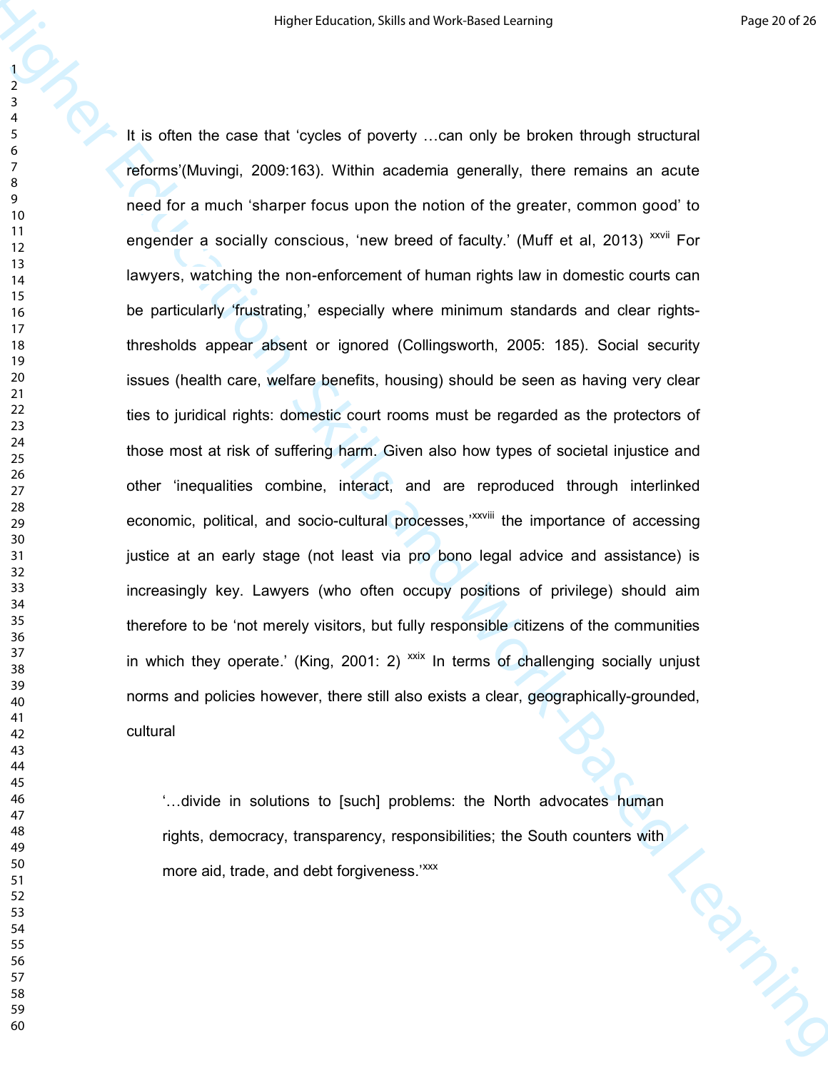It is often the case that 'cycles of poverty …can only be broken through structural reforms'(Muvingi, 2009:163). Within academia generally, there remains an acute need for a much 'sharper focus upon the notion of the greater, common good' to engender a socially conscious, 'new breed of faculty.' (Muff et al, 2013) [xxvii] For lawyers, watching the non-enforcement of human rights law in domestic courts can be particularly 'frustrating,' especially where minimum standards and clear rights-thresholds appear absent or ignored (Collingsworth, 2005: 185). Social security issues (health care, welfare benefits, housing) should be seen as having very clear ties to juridical rights: domestic court rooms must be regarded as the protectors of those most at risk of suffering harm. Given also how types of societal injustice and other 'inequalities combine, interact, and are reproduced through interlinked economic, political, and socio-cultural processes,'[xxviii] the importance of accessing justice at an early stage (not least via pro bono legal advice and assistance) is increasingly key. Lawyers (who often occupy positions of privilege) should aim therefore to be 'not merely visitors, but fully responsible citizens of the communities in which they operate.' (King, 2001: 2) [xxix] In terms of challenging socially unjust norms and policies however, there still also exists a clear, geographically-grounded, cultural

> '…divide in solutions to [such] problems: the North advocates human rights, democracy, transparency, responsibilities; the South counters with more aid, trade, and debt forgiveness.'[xxx]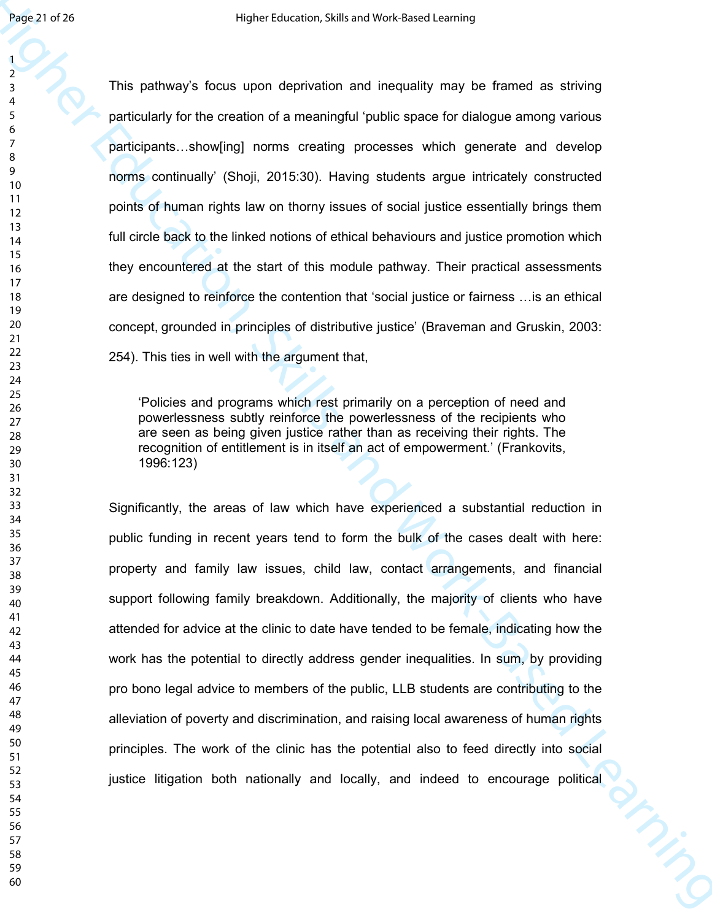This pathway's focus upon deprivation and inequality may be framed as striving particularly for the creation of a meaningful 'public space for dialogue among various participants…show[ing] norms creating processes which generate and develop norms continually' (Shoji, 2015:30). Having students argue intricately constructed points of human rights law on thorny issues of social justice essentially brings them full circle back to the linked notions of ethical behaviours and justice promotion which they encountered at the start of this module pathway. Their practical assessments are designed to reinforce the contention that 'social justice or fairness …is an ethical concept, grounded in principles of distributive justice' (Braveman and Gruskin, 2003: 254). This ties in well with the argument that,

> 'Policies and programs which rest primarily on a perception of need and powerlessness subtly reinforce the powerlessness of the recipients who are seen as being given justice rather than as receiving their rights. The recognition of entitlement is in itself an act of empowerment.' (Frankovits, 1996:123)

Significantly, the areas of law which have experienced a substantial reduction in public funding in recent years tend to form the bulk of the cases dealt with here: property and family law issues, child law, contact arrangements, and financial support following family breakdown. Additionally, the majority of clients who have attended for advice at the clinic to date have tended to be female, indicating how the work has the potential to directly address gender inequalities. In sum, by providing pro bono legal advice to members of the public, LLB students are contributing to the alleviation of poverty and discrimination, and raising local awareness of human rights principles. The work of the clinic has the potential also to feed directly into social justice litigation both nationally and locally, and indeed to encourage political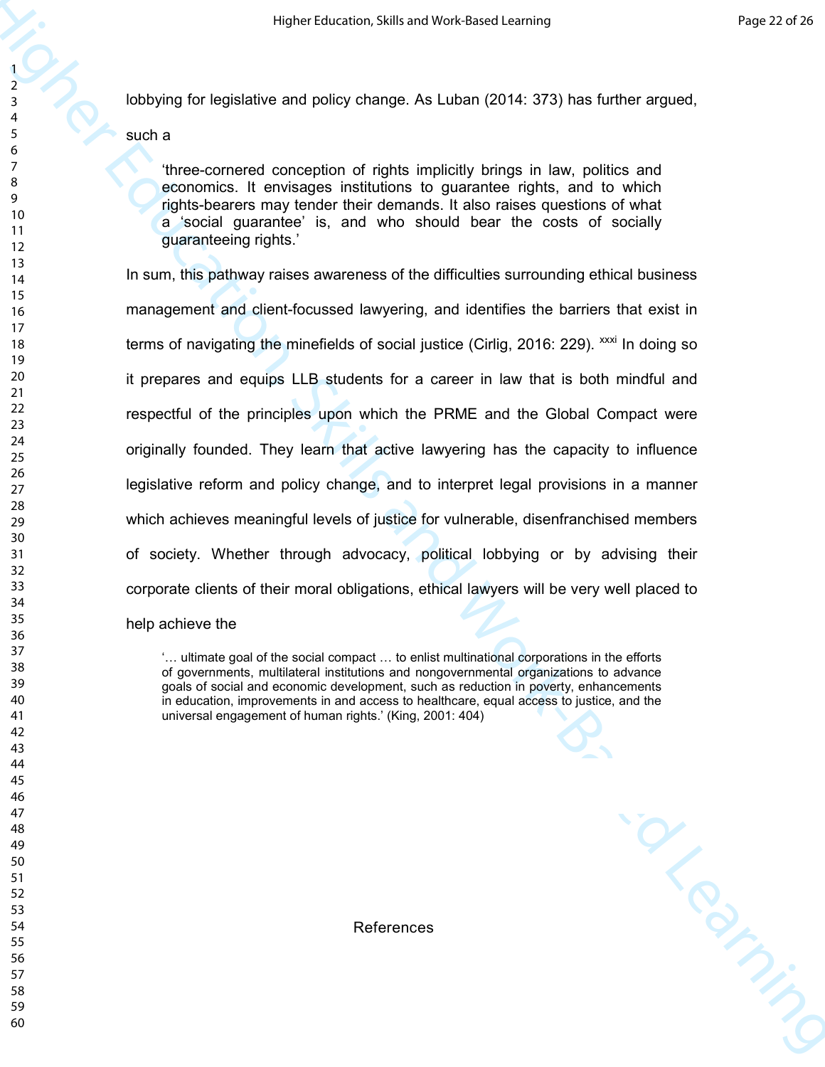lobbying for legislative and policy change. As Luban (2014: 373) has further argued, such a

> 'three-cornered conception of rights implicitly brings in law, politics and economics. It envisages institutions to guarantee rights, and to which rights-bearers may tender their demands. It also raises questions of what a 'social guarantee' is, and who should bear the costs of socially guaranteeing rights.'

In sum, this pathway raises awareness of the difficulties surrounding ethical business management and client-focussed lawyering, and identifies the barriers that exist in terms of navigating the minefields of social justice (Cirlig, 2016: 229). [xxxi] In doing so it prepares and equips LLB students for a career in law that is both mindful and respectful of the principles upon which the PRME and the Global Compact were originally founded. They learn that active lawyering has the capacity to influence legislative reform and policy change, and to interpret legal provisions in a manner which achieves meaningful levels of justice for vulnerable, disenfranchised members of society. Whether through advocacy, political lobbying or by advising their corporate clients of their moral obligations, ethical lawyers will be very well placed to help achieve the

> '… ultimate goal of the social compact … to enlist multinational corporations in the efforts of governments, multilateral institutions and nongovernmental organizations to advance goals of social and economic development, such as reduction in poverty, enhancements in education, improvements in and access to healthcare, equal access to justice, and the universal engagement of human rights.' (King, 2001: 404)

## References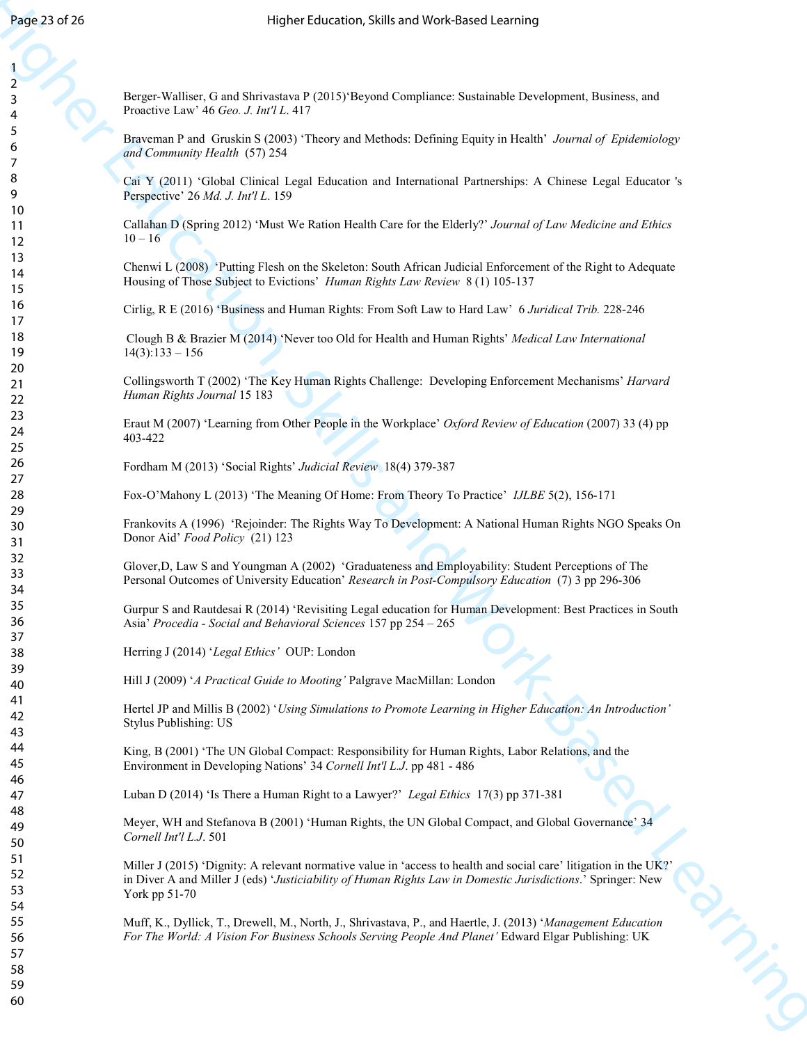Berger-Walliser, G and Shrivastava P (2015)‘Beyond Compliance: Sustainable Development, Business, and Proactive Law’ 46 *Geo. J. Int'l L.* 417

Braveman P and Gruskin S (2003) ‘Theory and Methods: Defining Equity in Health’ *Journal of Epidemiology and Community Health* (57) 254

Cai Y (2011) ‘Global Clinical Legal Education and International Partnerships: A Chinese Legal Educator 's Perspective’ 26 *Md. J. Int'l L.* 159

Callahan D (Spring 2012) ‘Must We Ration Health Care for the Elderly?’ *Journal of Law Medicine and Ethics* 10 – 16

Chenwi L (2008) ‘Putting Flesh on the Skeleton: South African Judicial Enforcement of the Right to Adequate Housing of Those Subject to Evictions’ *Human Rights Law Review* 8 (1) 105-137

Cirlig, R E (2016) ‘Business and Human Rights: From Soft Law to Hard Law’ 6 *Juridical Trib.* 228-246

Clough B & Brazier M (2014) ‘Never too Old for Health and Human Rights’ *Medical Law International* 14(3):133 – 156

Collingsworth T (2002) ‘The Key Human Rights Challenge: Developing Enforcement Mechanisms’ *Harvard Human Rights Journal* 15 183

Eraut M (2007) ‘Learning from Other People in the Workplace’ *Oxford Review of Education* (2007) 33 (4) pp 403-422

Fordham M (2013) ‘Social Rights’ *Judicial Review* 18(4) 379-387

Fox-O’Mahony L (2013) ‘The Meaning Of Home: From Theory To Practice’ *IJLBE* 5(2), 156-171

Frankovits A (1996) ‘Rejoinder: The Rights Way To Development: A National Human Rights NGO Speaks On Donor Aid’ *Food Policy* (21) 123

Glover,D, Law S and Youngman A (2002) ‘Graduateness and Employability: Student Perceptions of The Personal Outcomes of University Education’ *Research in Post-Compulsory Education* (7) 3 pp 296-306

Gurpur S and Rautdesai R (2014) ‘Revisiting Legal education for Human Development: Best Practices in South Asia’ *Procedia - Social and Behavioral Sciences* 157 pp 254 – 265

Herring J (2014) ‘*Legal Ethics’* OUP: London

Hill J (2009) ‘*A Practical Guide to Mooting’* Palgrave MacMillan: London

Hertel JP and Millis B (2002) ‘*Using Simulations to Promote Learning in Higher Education: An Introduction’* Stylus Publishing: US

King, B (2001) ‘The UN Global Compact: Responsibility for Human Rights, Labor Relations, and the Environment in Developing Nations’ 34 *Cornell Int'l L.J.* pp 481 - 486

Luban D (2014) ‘Is There a Human Right to a Lawyer?’ *Legal Ethics* 17(3) pp 371-381

Meyer, WH and Stefanova B (2001) ‘Human Rights, the UN Global Compact, and Global Governance’ 34 *Cornell Int'l L.J.* 501

Miller J (2015) ‘Dignity: A relevant normative value in ‘access to health and social care’ litigation in the UK?’ in Diver A and Miller J (eds) ‘*Justiciability of Human Rights Law in Domestic Jurisdictions*.’ Springer: New York pp 51-70

Muff, K., Dyllick, T., Drewell, M., North, J., Shrivastava, P., and Haertle, J. (2013) ‘*Management Education For The World: A Vision For Business Schools Serving People And Planet’* Edward Elgar Publishing: UK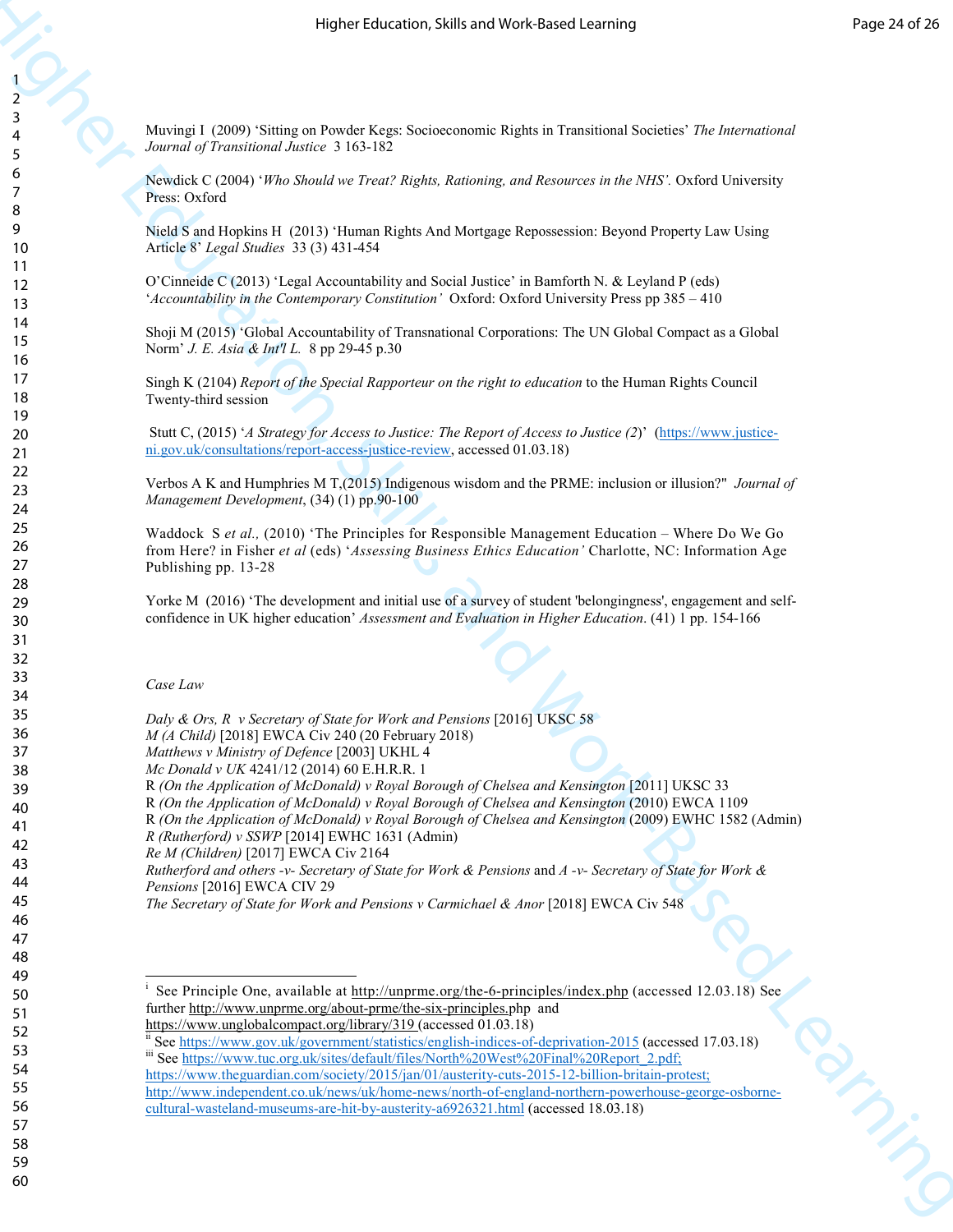Muvingi I (2009) 'Sitting on Powder Kegs: Socioeconomic Rights in Transitional Societies' *The International Journal of Transitional Justice* 3 163-182

Newdick C (2004) '*Who Should we Treat? Rights, Rationing, and Resources in the NHS'.* Oxford University Press: Oxford

Nield S and Hopkins H (2013) 'Human Rights And Mortgage Repossession: Beyond Property Law Using Article 8' *Legal Studies* 33 (3) 431-454

O'Cinneide C (2013) 'Legal Accountability and Social Justice' in Bamforth N. & Leyland P (eds) '*Accountability in the Contemporary Constitution'* Oxford: Oxford University Press pp 385 – 410

Shoji M (2015) 'Global Accountability of Transnational Corporations: The UN Global Compact as a Global Norm' *J. E. Asia & Int'l L.* 8 pp 29-45 p.30

Singh K (2104) *Report of the Special Rapporteur on the right to education* to the Human Rights Council Twenty-third session

Stutt C, (2015) '*A Strategy for Access to Justice: The Report of Access to Justice (2)*' (https://www.justice-ni.gov.uk/consultations/report-access-justice-review, accessed 01.03.18)

Verbos A K and Humphries M T,(2015) Indigenous wisdom and the PRME: inclusion or illusion?" *Journal of Management Development*, (34) (1) pp.90-100

Waddock S *et al.,* (2010) 'The Principles for Responsible Management Education – Where Do We Go from Here? in Fisher *et al* (eds) '*Assessing Business Ethics Education'* Charlotte, NC: Information Age Publishing pp. 13-28

Yorke M (2016) 'The development and initial use of a survey of student 'belongingness', engagement and self-confidence in UK higher education' *Assessment and Evaluation in Higher Education*. (41) 1 pp. 154-166

*Case Law*

*Daly & Ors, R v Secretary of State for Work and Pensions* [2016] UKSC 58
*M (A Child)* [2018] EWCA Civ 240 (20 February 2018)
*Matthews v Ministry of Defence* [2003] UKHL 4
*Mc Donald v UK* 4241/12 (2014) 60 E.H.R.R. 1
R *(On the Application of McDonald) v Royal Borough of Chelsea and Kensington* [2011] UKSC 33
R *(On the Application of McDonald) v Royal Borough of Chelsea and Kensington* (2010) EWCA 1109
R *(On the Application of McDonald) v Royal Borough of Chelsea and Kensington* (2009) EWHC 1582 (Admin)
*R (Rutherford) v SSWP* [2014] EWHC 1631 (Admin)
*Re M (Children)* [2017] EWCA Civ 2164
*Rutherford and others -v- Secretary of State for Work & Pensions* and *A -v- Secretary of State for Work & Pensions* [2016] EWCA CIV 29
*The Secretary of State for Work and Pensions v Carmichael & Anor* [2018] EWCA Civ 548

---

[i] See Principle One, available at http://unprme.org/the-6-principles/index.php (accessed 12.03.18) See further http://www.unprme.org/about-prme/the-six-principles.php and https://www.unglobalcompact.org/library/319 (accessed 01.03.18)

[ii] See https://www.gov.uk/government/statistics/english-indices-of-deprivation-2015 (accessed 17.03.18)

[iii] See https://www.tuc.org.uk/sites/default/files/North%20West%20Final%20Report_2.pdf; https://www.theguardian.com/society/2015/jan/01/austerity-cuts-2015-12-billion-britain-protest; http://www.independent.co.uk/news/uk/home-news/north-of-england-northern-powerhouse-george-osborne-cultural-wasteland-museums-are-hit-by-austerity-a6926321.html (accessed 18.03.18)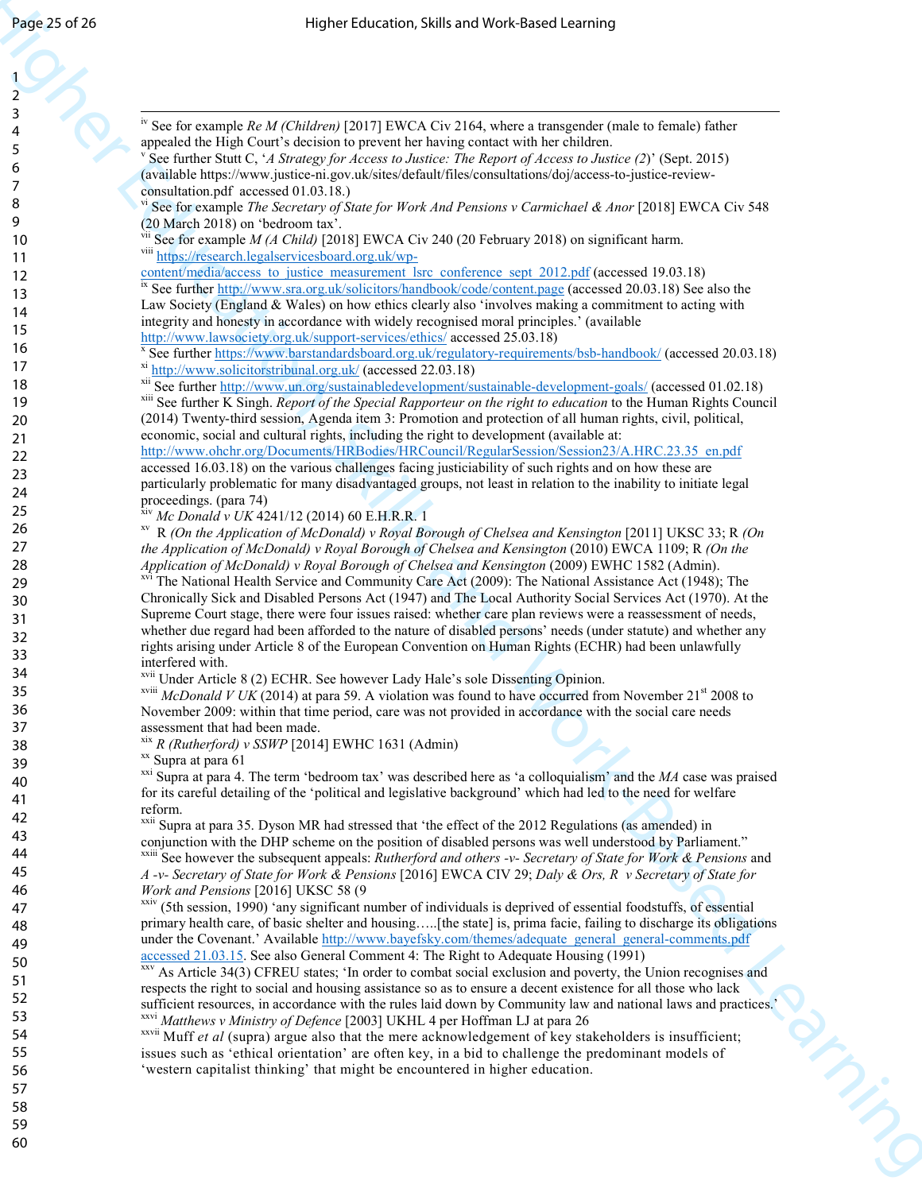[iv] See for example *Re M (Children)* [2017] EWCA Civ 2164, where a transgender (male to female) father appealed the High Court's decision to prevent her having contact with her children.

[v] See further Stutt C, '*A Strategy for Access to Justice: The Report of Access to Justice (2)*' (Sept. 2015) (available https://www.justice-ni.gov.uk/sites/default/files/consultations/doj/access-to-justice-review-consultation.pdf accessed 01.03.18.)

[vi] See for example *The Secretary of State for Work And Pensions v Carmichael & Anor* [2018] EWCA Civ 548 (20 March 2018) on 'bedroom tax'.

[vii] See for example *M (A Child)* [2018] EWCA Civ 240 (20 February 2018) on significant harm.

[viii] https://research.legalservicesboard.org.uk/wp-content/media/access_to_justice_measurement_lsrc_conference_sept_2012.pdf (accessed 19.03.18)

[ix] See further http://www.sra.org.uk/solicitors/handbook/code/content.page (accessed 20.03.18) See also the Law Society (England & Wales) on how ethics clearly also 'involves making a commitment to acting with integrity and honesty in accordance with widely recognised moral principles.' (available http://www.lawsociety.org.uk/support-services/ethics/ accessed 25.03.18)

[x] See further https://www.barstandardsboard.org.uk/regulatory-requirements/bsb-handbook/ (accessed 20.03.18)

[xi] http://www.solicitorstribunal.org.uk/ (accessed 22.03.18)

[xii] See further http://www.un.org/sustainabledevelopment/sustainable-development-goals/ (accessed 01.02.18)

[xiii] See further K Singh. *Report of the Special Rapporteur on the right to education* to the Human Rights Council (2014) Twenty-third session, Agenda item 3: Promotion and protection of all human rights, civil, political, economic, social and cultural rights, including the right to development (available at: http://www.ohchr.org/Documents/HRBodies/HRCouncil/RegularSession/Session23/A.HRC.23.35_en.pdf accessed 16.03.18) on the various challenges facing justiciability of such rights and on how these are particularly problematic for many disadvantaged groups, not least in relation to the inability to initiate legal proceedings. (para 74)

[xiv] *Mc Donald v UK* 4241/12 (2014) 60 E.H.R.R. 1

[xv] R *(On the Application of McDonald) v Royal Borough of Chelsea and Kensington* [2011] UKSC 33; R *(On the Application of McDonald) v Royal Borough of Chelsea and Kensington* (2010) EWCA 1109; R *(On the Application of McDonald) v Royal Borough of Chelsea and Kensington* (2009) EWHC 1582 (Admin).

[xvi] The National Health Service and Community Care Act (2009): The National Assistance Act (1948); The Chronically Sick and Disabled Persons Act (1947) and The Local Authority Social Services Act (1970). At the Supreme Court stage, there were four issues raised: whether care plan reviews were a reassessment of needs, whether due regard had been afforded to the nature of disabled persons' needs (under statute) and whether any rights arising under Article 8 of the European Convention on Human Rights (ECHR) had been unlawfully interfered with.

[xvii] Under Article 8 (2) ECHR. See however Lady Hale's sole Dissenting Opinion.

[xviii] *McDonald V UK* (2014) at para 59. A violation was found to have occurred from November 21st 2008 to November 2009: within that time period, care was not provided in accordance with the social care needs assessment that had been made.

[xix] *R (Rutherford) v SSWP* [2014] EWHC 1631 (Admin)

[xx] Supra at para 61

[xxi] Supra at para 4. The term 'bedroom tax' was described here as 'a colloquialism' and the *MA* case was praised for its careful detailing of the 'political and legislative background' which had led to the need for welfare reform.

[xxii] Supra at para 35. Dyson MR had stressed that 'the effect of the 2012 Regulations (as amended) in conjunction with the DHP scheme on the position of disabled persons was well understood by Parliament."

[xxiii] See however the subsequent appeals: *Rutherford and others -v- Secretary of State for Work & Pensions* and *A -v- Secretary of State for Work & Pensions* [2016] EWCA CIV 29; *Daly & Ors, R v Secretary of State for Work and Pensions* [2016] UKSC 58 (9

[xxiv] (5th session, 1990) 'any significant number of individuals is deprived of essential foodstuffs, of essential primary health care, of basic shelter and housing…..[the state] is, prima facie, failing to discharge its obligations under the Covenant.' Available http://www.bayefsky.com/themes/adequate_general_general-comments.pdf accessed 21.03.15. See also General Comment 4: The Right to Adequate Housing (1991)

[xxv] As Article 34(3) CFREU states; 'In order to combat social exclusion and poverty, the Union recognises and respects the right to social and housing assistance so as to ensure a decent existence for all those who lack sufficient resources, in accordance with the rules laid down by Community law and national laws and practices.'

[xxvi] *Matthews v Ministry of Defence* [2003] UKHL 4 per Hoffman LJ at para 26

[xxvii] Muff *et al* (supra) argue also that the mere acknowledgement of key stakeholders is insufficient; issues such as 'ethical orientation' are often key, in a bid to challenge the predominant models of 'western capitalist thinking' that might be encountered in higher education.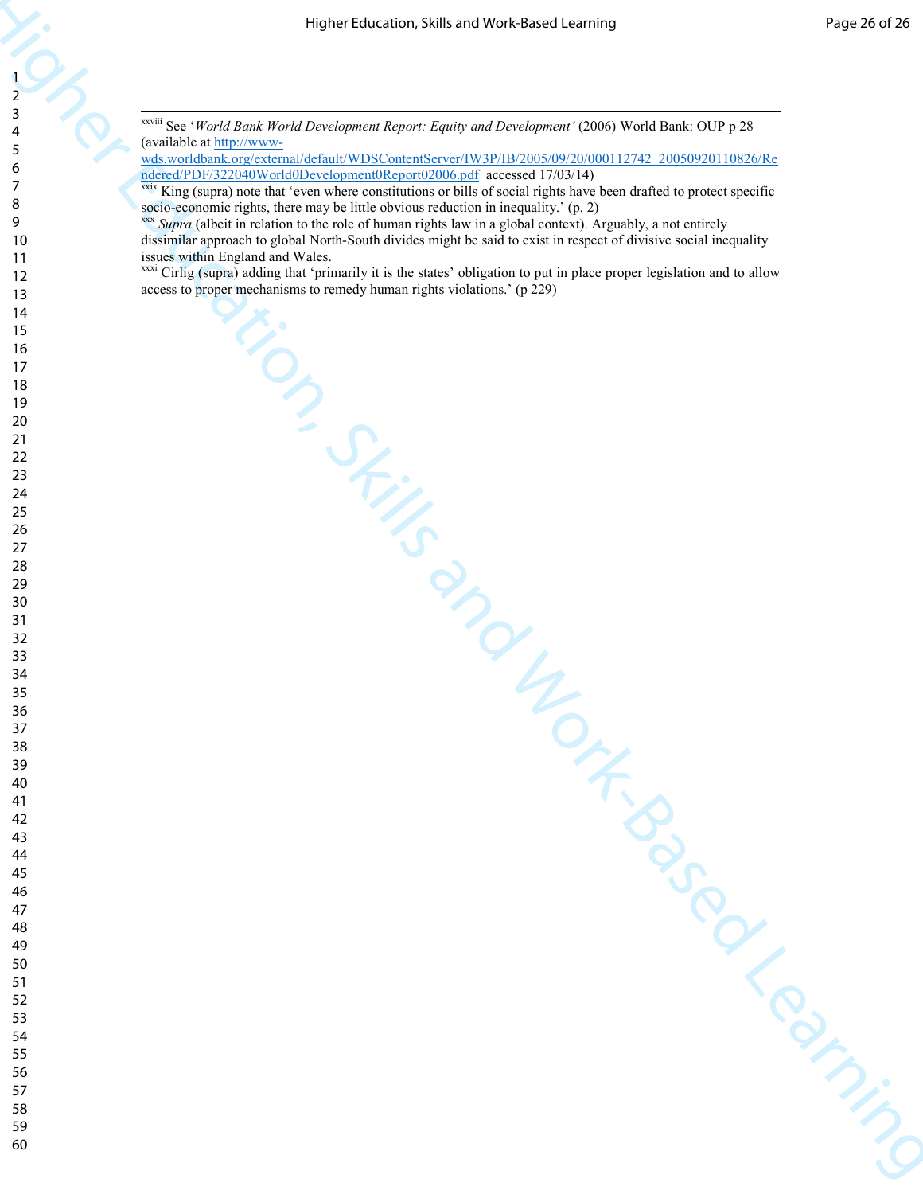[xxviii] See '*World Bank World Development Report: Equity and Development'* (2006) World Bank: OUP p 28 (available at http://www-wds.worldbank.org/external/default/WDSContentServer/IW3P/IB/2005/09/20/000112742_20050920110826/Rendered/PDF/322040World0Development0Report02006.pdf accessed 17/03/14)

[xxix] King (supra) note that 'even where constitutions or bills of social rights have been drafted to protect specific socio-economic rights, there may be little obvious reduction in inequality.' (p. 2)

[xxx] *Supra* (albeit in relation to the role of human rights law in a global context). Arguably, a not entirely dissimilar approach to global North-South divides might be said to exist in respect of divisive social inequality issues within England and Wales.

[xxxi] Cirlig (supra) adding that 'primarily it is the states' obligation to put in place proper legislation and to allow access to proper mechanisms to remedy human rights violations.' (p 229)